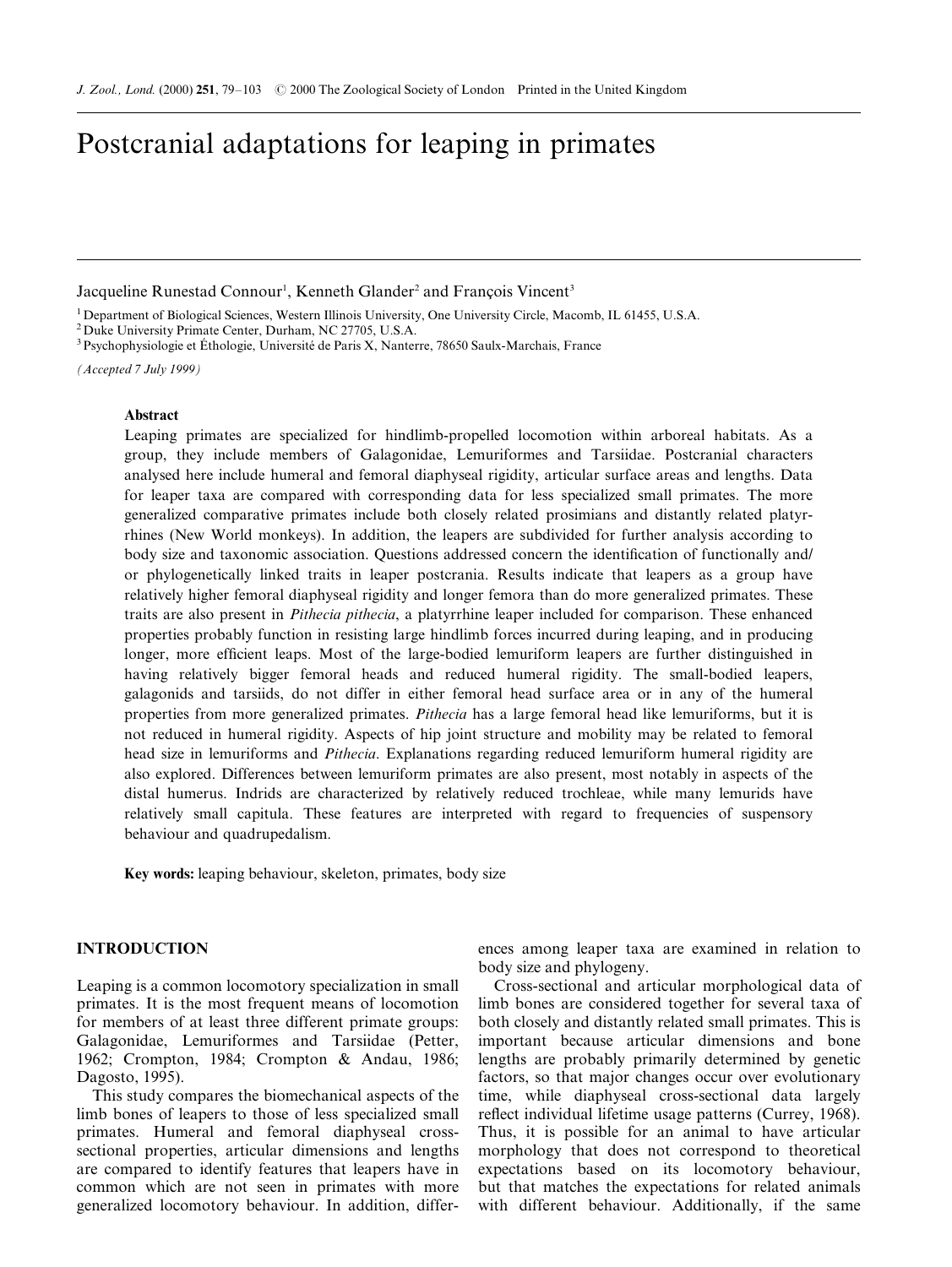# Postcranial adaptations for leaping in primates

Jacqueline Runestad Connour[1], Kenneth Glander[2] and François Vincent[3]

[1] Department of Biological Sciences, Western Illinois University, One University Circle, Macomb, IL 61455, U.S.A.
[2] Duke University Primate Center, Durham, NC 27705, U.S.A.
[3] Psychophysiologie et Éthologie, Université de Paris X, Nanterre, 78650 Saulx-Marchais, France

*(Accepted 7 July 1999)*

### Abstract

Leaping primates are specialized for hindlimb-propelled locomotion within arboreal habitats. As a group, they include members of Galagonidae, Lemuriformes and Tarsiidae. Postcranial characters analysed here include humeral and femoral diaphyseal rigidity, articular surface areas and lengths. Data for leaper taxa are compared with corresponding data for less specialized small primates. The more generalized comparative primates include both closely related prosimians and distantly related platyrrhines (New World monkeys). In addition, the leapers are subdivided for further analysis according to body size and taxonomic association. Questions addressed concern the identification of functionally and/or phylogenetically linked traits in leaper postcrania. Results indicate that leapers as a group have relatively higher femoral diaphyseal rigidity and longer femora than do more generalized primates. These traits are also present in *Pithecia pithecia*, a platyrrhine leaper included for comparison. These enhanced properties probably function in resisting large hindlimb forces incurred during leaping, and in producing longer, more efficient leaps. Most of the large-bodied lemuriform leapers are further distinguished in having relatively bigger femoral heads and reduced humeral rigidity. The small-bodied leapers, galagonids and tarsiids, do not differ in either femoral head surface area or in any of the humeral properties from more generalized primates. *Pithecia* has a large femoral head like lemuriforms, but it is not reduced in humeral rigidity. Aspects of hip joint structure and mobility may be related to femoral head size in lemuriforms and *Pithecia*. Explanations regarding reduced lemuriform humeral rigidity are also explored. Differences between lemuriform primates are also present, most notably in aspects of the distal humerus. Indrids are characterized by relatively reduced trochleae, while many lemurids have relatively small capitula. These features are interpreted with regard to frequencies of suspensory behaviour and quadrupedalism.

**Key words:** leaping behaviour, skeleton, primates, body size

## INTRODUCTION

Leaping is a common locomotory specialization in small primates. It is the most frequent means of locomotion for members of at least three different primate groups: Galagonidae, Lemuriformes and Tarsiidae (Petter, 1962; Crompton, 1984; Crompton & Andau, 1986; Dagosto, 1995).

This study compares the biomechanical aspects of the limb bones of leapers to those of less specialized small primates. Humeral and femoral diaphyseal cross-sectional properties, articular dimensions and lengths are compared to identify features that leapers have in common which are not seen in primates with more generalized locomotory behaviour. In addition, differences among leaper taxa are examined in relation to body size and phylogeny.

Cross-sectional and articular morphological data of limb bones are considered together for several taxa of both closely and distantly related small primates. This is important because articular dimensions and bone lengths are probably primarily determined by genetic factors, so that major changes occur over evolutionary time, while diaphyseal cross-sectional data largely reflect individual lifetime usage patterns (Currey, 1968). Thus, it is possible for an animal to have articular morphology that does not correspond to theoretical expectations based on its locomotory behaviour, but that matches the expectations for related animals with different behaviour. Additionally, if the same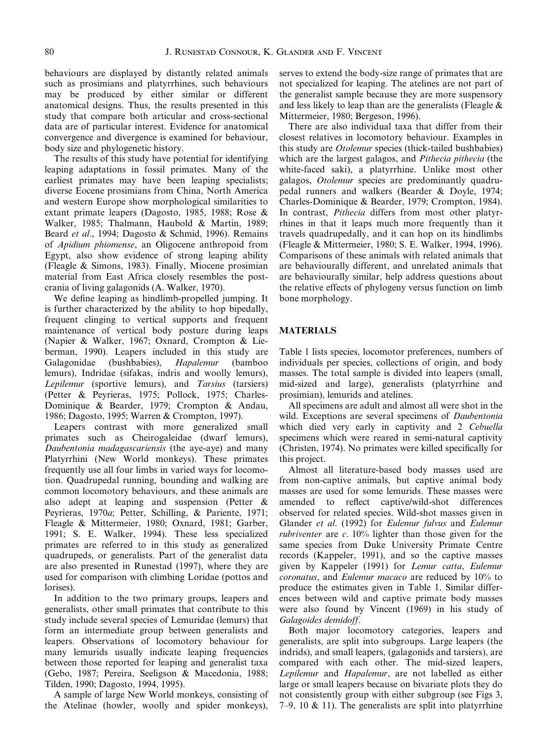behaviours are displayed by distantly related animals such as prosimians and platyrrhines, such behaviours may be produced by either similar or different anatomical designs. Thus, the results presented in this study that compare both articular and cross-sectional data are of particular interest. Evidence for anatomical convergence and divergence is examined for behaviour, body size and phylogenetic history.

The results of this study have potential for identifying leaping adaptations in fossil primates. Many of the earliest primates may have been leaping specialists; diverse Eocene prosimians from China, North America and western Europe show morphological similarities to extant primate leapers (Dagosto, 1985, 1988; Rose & Walker, 1985; Thalmann, Haubold & Martin, 1989; Beard *et al*., 1994; Dagosto & Schmid, 1996). Remains of *Apidium phiomense*, an Oligocene anthropoid from Egypt, also show evidence of strong leaping ability (Fleagle & Simons, 1983). Finally, Miocene prosimian material from East Africa closely resembles the postcrania of living galagonids (A. Walker, 1970).

We define leaping as hindlimb-propelled jumping. It is further characterized by the ability to hop bipedally, frequent clinging to vertical supports and frequent maintenance of vertical body posture during leaps (Napier & Walker, 1967; Oxnard, Crompton & Lieberman, 1990). Leapers included in this study are Galagonidae (bushbabies), *Hapalemur* (bamboo lemurs), Indridae (sifakas, indris and woolly lemurs), *Lepilemur* (sportive lemurs), and *Tarsius* (tarsiers) (Petter & Peyrieras, 1975; Pollock, 1975; Charles-Dominique & Bearder, 1979; Crompton & Andau, 1986; Dagosto, 1995; Warren & Crompton, 1997).

Leapers contrast with more generalized small primates such as Cheirogaleidae (dwarf lemurs), *Daubentonia madagascariensis* (the aye-aye) and many Platyrrhini (New World monkeys). These primates frequently use all four limbs in varied ways for locomotion. Quadrupedal running, bounding and walking are common locomotory behaviours, and these animals are also adept at leaping and suspension (Petter & Peyrieras, 1970*a*; Petter, Schilling, & Pariente, 1971; Fleagle & Mittermeier, 1980; Oxnard, 1981; Garber, 1991; S. E. Walker, 1994). These less specialized primates are referred to in this study as generalized quadrupeds, or generalists. Part of the generalist data are also presented in Runestad (1997), where they are used for comparison with climbing Loridae (pottos and lorises).

In addition to the two primary groups, leapers and generalists, other small primates that contribute to this study include several species of Lemuridae (lemurs) that form an intermediate group between generalists and leapers. Observations of locomotory behaviour for many lemurids usually indicate leaping frequencies between those reported for leaping and generalist taxa (Gebo, 1987; Pereira, Seeligson & Macedonia, 1988; Tilden, 1990; Dagosto, 1994, 1995).

A sample of large New World monkeys, consisting of the Atelinae (howler, woolly and spider monkeys), serves to extend the body-size range of primates that are not specialized for leaping. The atelines are not part of the generalist sample because they are more suspensory and less likely to leap than are the generalists (Fleagle & Mittermeier, 1980; Bergeson, 1996).

There are also individual taxa that differ from their closest relatives in locomotory behaviour. Examples in this study are *Otolemur* species (thick-tailed bushbabies) which are the largest galagos, and *Pithecia pithecia* (the white-faced saki), a platyrrhine. Unlike most other galagos, *Otolemur* species are predominantly quadrupedal runners and walkers (Bearder & Doyle, 1974; Charles-Dominique & Bearder, 1979; Crompton, 1984). In contrast, *Pithecia* differs from most other platyrrhines in that it leaps much more frequently than it travels quadrupedally, and it can hop on its hindlimbs (Fleagle & Mittermeier, 1980; S. E. Walker, 1994, 1996). Comparisons of these animals with related animals that are behaviourally different, and unrelated animals that are behaviourally similar, help address questions about the relative effects of phylogeny versus function on limb bone morphology.

## MATERIALS

Table 1 lists species, locomotor preferences, numbers of individuals per species, collections of origin, and body masses. The total sample is divided into leapers (small, mid-sized and large), generalists (platyrrhine and prosimian), lemurids and atelines.

All specimens are adult and almost all were shot in the wild. Exceptions are several specimens of *Daubentonia* which died very early in captivity and 2 *Cebuella* specimens which were reared in semi-natural captivity (Christen, 1974). No primates were killed specifically for this project.

Almost all literature-based body masses used are from non-captive animals, but captive animal body masses are used for some lemurids. These masses were amended to reflect captive/wild-shot differences observed for related species. Wild-shot masses given in Glander *et al*. (1992) for *Eulemur fulvus* and *Eulemur rubriventer* are *c*. 10% lighter than those given for the same species from Duke University Primate Centre records (Kappeler, 1991), and so the captive masses given by Kappeler (1991) for *Lemur catta*, *Eulemur coronatus*, and *Eulemur macaco* are reduced by 10% to produce the estimates given in Table 1. Similar differences between wild and captive primate body masses were also found by Vincent (1969) in his study of *Galagoides demidoff*.

Both major locomotory categories, leapers and generalists, are split into subgroups. Large leapers (the indrids), and small leapers, (galagonids and tarsiers), are compared with each other. The mid-sized leapers, *Lepilemur* and *Hapalemur*, are not labelled as either large or small leapers because on bivariate plots they do not consistently group with either subgroup (see Figs 3, 7–9, 10 & 11). The generalists are split into platyrrhine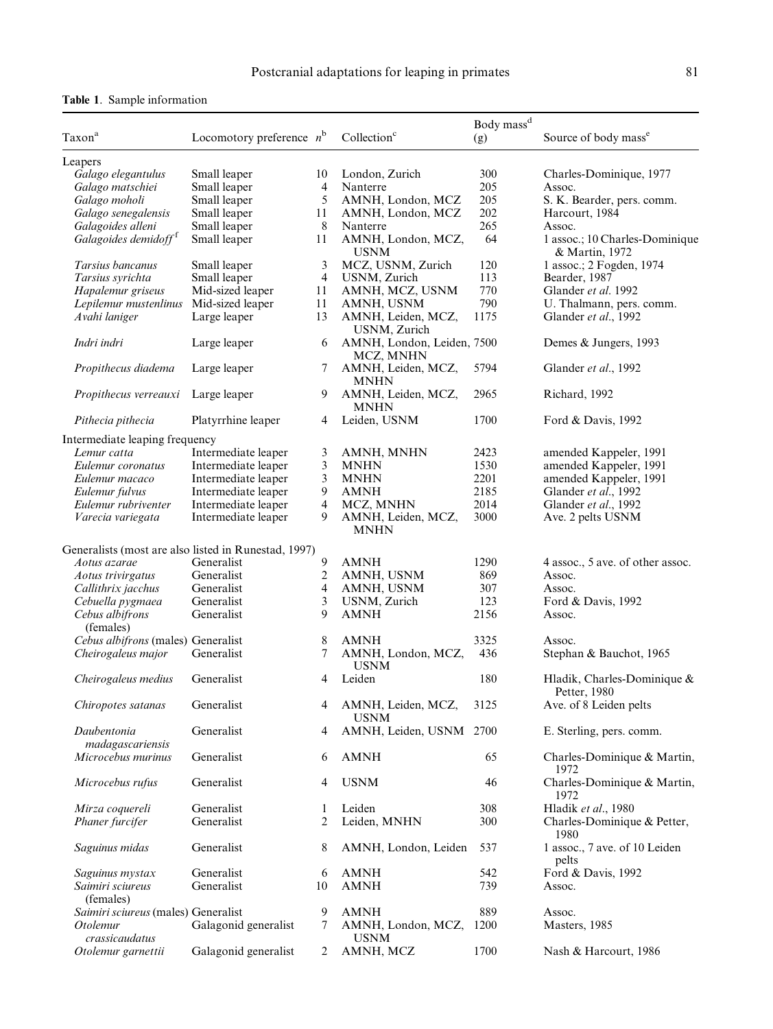**Table 1**. Sample information

| Taxon[a] | Locomotory preference | $n$[b] | Collection[c] | Body mass[d] (g) | Source of body mass[e] |
|---|---|---|---|---|---|
| Leapers | | | | | |
| *Galago elegantulus* | Small leaper | 10 | London, Zurich | 300 | Charles-Dominique, 1977 |
| *Galago matschiei* | Small leaper | 4 | Nanterre | 205 | Assoc. |
| *Galago moholi* | Small leaper | 5 | AMNH, London, MCZ | 205 | S. K. Bearder, pers. comm. |
| *Galago senegalensis* | Small leaper | 11 | AMNH, London, MCZ | 202 | Harcourt, 1984 |
| *Galagoides alleni* | Small leaper | 8 | Nanterre | 265 | Assoc. |
| *Galagoides demidoff*[f] | Small leaper | 11 | AMNH, London, MCZ, USNM | 64 | 1 assoc.; 10 Charles-Dominique & Martin, 1972 |
| *Tarsius bancanus* | Small leaper | 3 | MCZ, USNM, Zurich | 120 | 1 assoc.; 2 Fogden, 1974 |
| *Tarsius syrichta* | Small leaper | 4 | USNM, Zurich | 113 | Bearder, 1987 |
| *Hapalemur griseus* | Mid-sized leaper | 11 | AMNH, MCZ, USNM | 770 | Glander *et al*. 1992 |
| *Lepilemur mustenlinus* | Mid-sized leaper | 11 | AMNH, USNM | 790 | U. Thalmann, pers. comm. |
| *Avahi laniger* | Large leaper | 13 | AMNH, Leiden, MCZ, USNM, Zurich | 1175 | Glander *et al*., 1992 |
| *Indri indri* | Large leaper | 6 | AMNH, London, Leiden, MCZ, MNHN | 7500 | Demes & Jungers, 1993 |
| *Propithecus diadema* | Large leaper | 7 | AMNH, Leiden, MCZ, MNHN | 5794 | Glander *et al*., 1992 |
| *Propithecus verreauxi* | Large leaper | 9 | AMNH, Leiden, MCZ, MNHN | 2965 | Richard, 1992 |
| *Pithecia pithecia* | Platyrrhine leaper | 4 | Leiden, USNM | 1700 | Ford & Davis, 1992 |
| Intermediate leaping frequency | | | | | |
| *Lemur catta* | Intermediate leaper | 3 | AMNH, MNHN | 2423 | amended Kappeler, 1991 |
| *Eulemur coronatus* | Intermediate leaper | 3 | MNHN | 1530 | amended Kappeler, 1991 |
| *Eulemur macaco* | Intermediate leaper | 3 | MNHN | 2201 | amended Kappeler, 1991 |
| *Eulemur fulvus* | Intermediate leaper | 9 | AMNH | 2185 | Glander *et al*., 1992 |
| *Eulemur rubriventer* | Intermediate leaper | 4 | MCZ, MNHN | 2014 | Glander *et al*., 1992 |
| *Varecia variegata* | Intermediate leaper | 9 | AMNH, Leiden, MCZ, MNHN | 3000 | Ave. 2 pelts USNM |
| Generalists (most are also listed in Runestad, 1997) | | | | | |
| *Aotus azarae* | Generalist | 9 | AMNH | 1290 | 4 assoc., 5 ave. of other assoc. |
| *Aotus trivirgatus* | Generalist | 2 | AMNH, USNM | 869 | Assoc. |
| *Callithrix jacchus* | Generalist | 4 | AMNH, USNM | 307 | Assoc. |
| *Cebuella pygmaea* | Generalist | 3 | USNM, Zurich | 123 | Ford & Davis, 1992 |
| *Cebus albifrons* (females) | Generalist | 9 | AMNH | 2156 | Assoc. |
| *Cebus albifrons* (males) | Generalist | 8 | AMNH | 3325 | Assoc. |
| *Cheirogaleus major* | Generalist | 7 | AMNH, London, MCZ, USNM | 436 | Stephan & Bauchot, 1965 |
| *Cheirogaleus medius* | Generalist | 4 | Leiden | 180 | Hladik, Charles-Dominique & Petter, 1980 |
| *Chiropotes satanas* | Generalist | 4 | AMNH, Leiden, MCZ, USNM | 3125 | Ave. of 8 Leiden pelts |
| *Daubentonia madagascariensis* | Generalist | 4 | AMNH, Leiden, USNM | 2700 | E. Sterling, pers. comm. |
| *Microcebus murinus* | Generalist | 6 | AMNH | 65 | Charles-Dominique & Martin, 1972 |
| *Microcebus rufus* | Generalist | 4 | USNM | 46 | Charles-Dominique & Martin, 1972 |
| *Mirza coquereli* | Generalist | 1 | Leiden | 308 | Hladik *et al*., 1980 |
| *Phaner furcifer* | Generalist | 2 | Leiden, MNHN | 300 | Charles-Dominique & Petter, 1980 |
| *Saguinus midas* | Generalist | 8 | AMNH, London, Leiden | 537 | 1 assoc., 7 ave. of 10 Leiden pelts |
| *Saguinus mystax* | Generalist | 6 | AMNH | 542 | Ford & Davis, 1992 |
| *Saimiri sciureus* (females) | Generalist | 10 | AMNH | 739 | Assoc. |
| *Saimiri sciureus* (males) | Generalist | 9 | AMNH | 889 | Assoc. |
| *Otolemur crassicaudatus* | Galagonid generalist | 7 | AMNH, London, MCZ, USNM | 1200 | Masters, 1985 |
| *Otolemur garnettii* | Galagonid generalist | 2 | AMNH, MCZ | 1700 | Nash & Harcourt, 1986 |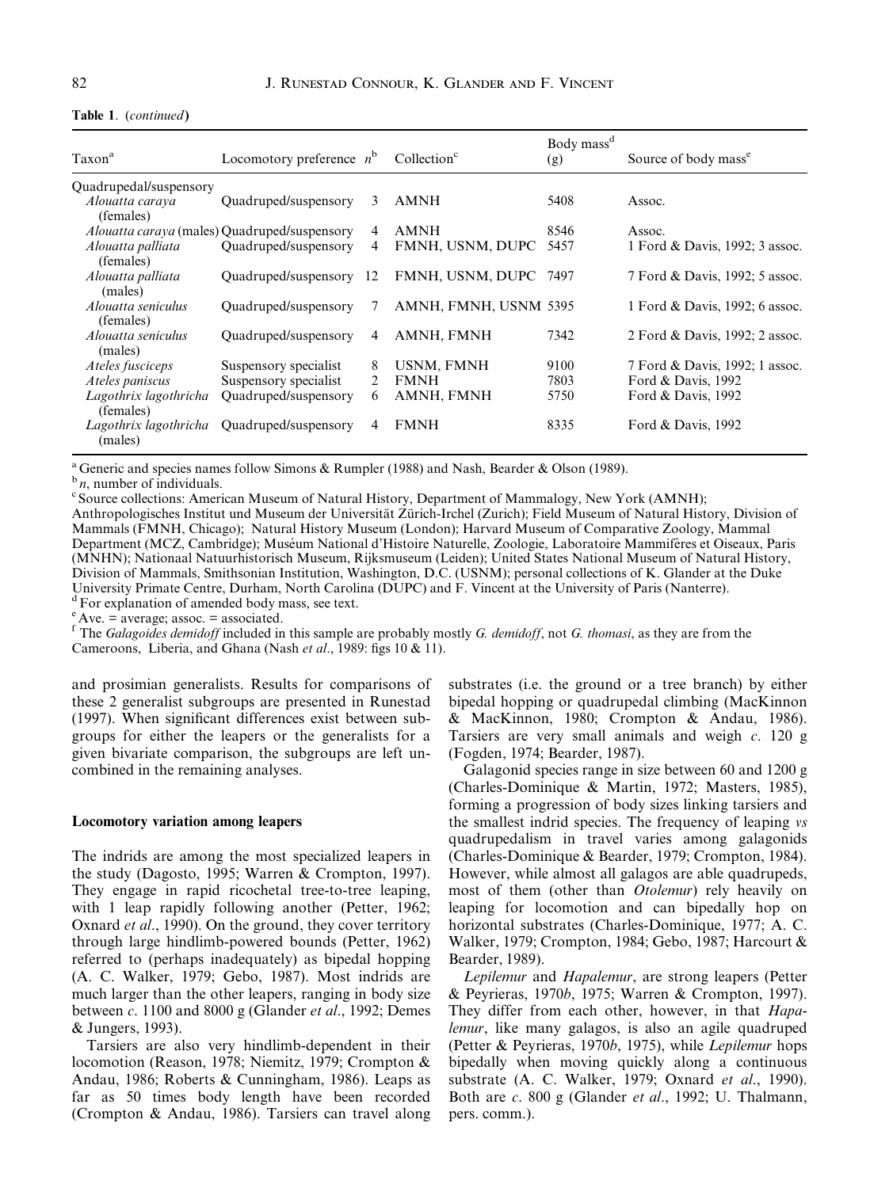**Table 1.** (*continued*)

| Taxon[a] | Locomotory preference | $n$[b] | Collection[c] | Body mass[d] (g) | Source of body mass[e] |
|---|---|---|---|---|---|
| Quadrupedal/suspensory | | | | | |
| *Alouatta caraya* (females) | Quadruped/suspensory | 3 | AMNH | 5408 | Assoc. |
| *Alouatta caraya* (males) | Quadruped/suspensory | 4 | AMNH | 8546 | Assoc. |
| *Alouatta palliata* (females) | Quadruped/suspensory | 4 | FMNH, USNM, DUPC | 5457 | 1 Ford & Davis, 1992; 3 assoc. |
| *Alouatta palliata* (males) | Quadruped/suspensory | 12 | FMNH, USNM, DUPC | 7497 | 7 Ford & Davis, 1992; 5 assoc. |
| *Alouatta seniculus* (females) | Quadruped/suspensory | 7 | AMNH, FMNH, USNM | 5395 | 1 Ford & Davis, 1992; 6 assoc. |
| *Alouatta seniculus* (males) | Quadruped/suspensory | 4 | AMNH, FMNH | 7342 | 2 Ford & Davis, 1992; 2 assoc. |
| *Ateles fusciceps* | Suspensory specialist | 8 | USNM, FMNH | 9100 | 7 Ford & Davis, 1992; 1 assoc. |
| *Ateles paniscus* | Suspensory specialist | 2 | FMNH | 7803 | Ford & Davis, 1992 |
| *Lagothrix lagothricha* (females) | Quadruped/suspensory | 6 | AMNH, FMNH | 5750 | Ford & Davis, 1992 |
| *Lagothrix lagothricha* (males) | Quadruped/suspensory | 4 | FMNH | 8335 | Ford & Davis, 1992 |

[a] Generic and species names follow Simons & Rumpler (1988) and Nash, Bearder & Olson (1989).
[b] $n$, number of individuals.
[c] Source collections: American Museum of Natural History, Department of Mammalogy, New York (AMNH); Anthropologisches Institut und Museum der Universität Zürich-Irchel (Zurich); Field Museum of Natural History, Division of Mammals (FMNH, Chicago); Natural History Museum (London); Harvard Museum of Comparative Zoology, Mammal Department (MCZ, Cambridge); Muséum National d'Histoire Naturelle, Zoologie, Laboratoire Mammifères et Oiseaux, Paris (MNHN); Nationaal Natuurhistorisch Museum, Rijksmuseum (Leiden); United States National Museum of Natural History, Division of Mammals, Smithsonian Institution, Washington, D.C. (USNM); personal collections of K. Glander at the Duke University Primate Centre, Durham, North Carolina (DUPC) and F. Vincent at the University of Paris (Nanterre).
[d] For explanation of amended body mass, see text.
[e] Ave. = average; assoc. = associated.
[f] The *Galagoides demidoff* included in this sample are probably mostly *G. demidoff*, not *G. thomasi*, as they are from the Cameroons, Liberia, and Ghana (Nash *et al*., 1989: figs 10 & 11).

and prosimian generalists. Results for comparisons of these 2 generalist subgroups are presented in Runestad (1997). When significant differences exist between subgroups for either the leapers or the generalists for a given bivariate comparison, the subgroups are left uncombined in the remaining analyses.

### Locomotory variation among leapers

The indrids are among the most specialized leapers in the study (Dagosto, 1995; Warren & Crompton, 1997). They engage in rapid ricochetal tree-to-tree leaping, with 1 leap rapidly following another (Petter, 1962; Oxnard *et al*., 1990). On the ground, they cover territory through large hindlimb-powered bounds (Petter, 1962) referred to (perhaps inadequately) as bipedal hopping (A. C. Walker, 1979; Gebo, 1987). Most indrids are much larger than the other leapers, ranging in body size between *c*. 1100 and 8000 g (Glander *et al*., 1992; Demes & Jungers, 1993).

Tarsiers are also very hindlimb-dependent in their locomotion (Reason, 1978; Niemitz, 1979; Crompton & Andau, 1986; Roberts & Cunningham, 1986). Leaps as far as 50 times body length have been recorded (Crompton & Andau, 1986). Tarsiers can travel along substrates (i.e. the ground or a tree branch) by either bipedal hopping or quadrupedal climbing (MacKinnon & MacKinnon, 1980; Crompton & Andau, 1986). Tarsiers are very small animals and weigh *c*. 120 g (Fogden, 1974; Bearder, 1987).

Galagonid species range in size between 60 and 1200 g (Charles-Dominique & Martin, 1972; Masters, 1985), forming a progression of body sizes linking tarsiers and the smallest indrid species. The frequency of leaping *vs* quadrupedalism in travel varies among galagonids (Charles-Dominique & Bearder, 1979; Crompton, 1984). However, while almost all galagos are able quadrupeds, most of them (other than *Otolemur*) rely heavily on leaping for locomotion and can bipedally hop on horizontal substrates (Charles-Dominique, 1977; A. C. Walker, 1979; Crompton, 1984; Gebo, 1987; Harcourt & Bearder, 1989).

*Lepilemur* and *Hapalemur*, are strong leapers (Petter & Peyrieras, 1970*b*, 1975; Warren & Crompton, 1997). They differ from each other, however, in that *Hapalemur*, like many galagos, is also an agile quadruped (Petter & Peyrieras, 1970*b*, 1975), while *Lepilemur* hops bipedally when moving quickly along a continuous substrate (A. C. Walker, 1979; Oxnard *et al*., 1990). Both are *c*. 800 g (Glander *et al*., 1992; U. Thalmann, pers. comm.).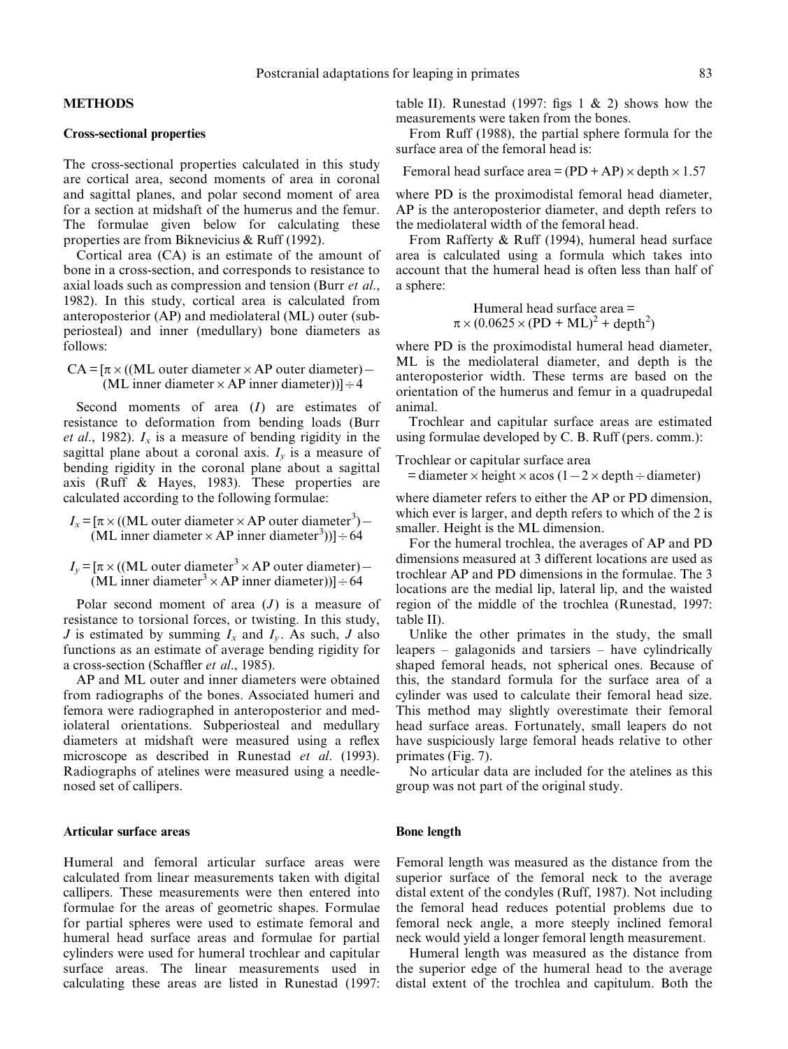## METHODS

### Cross-sectional properties

The cross-sectional properties calculated in this study are cortical area, second moments of area in coronal and sagittal planes, and polar second moment of area for a section at midshaft of the humerus and the femur. The formulae given below for calculating these properties are from Biknevicius & Ruff (1992).

Cortical area (CA) is an estimate of the amount of bone in a cross-section, and corresponds to resistance to axial loads such as compression and tension (Burr *et al.*, 1982). In this study, cortical area is calculated from anteroposterior (AP) and mediolateral (ML) outer (subperiosteal) and inner (medullary) bone diameters as follows:

$$\text{CA} = [\pi \times ((\text{ML outer diameter} \times \text{AP outer diameter}) - (\text{ML inner diameter} \times \text{AP inner diameter}))] \div 4$$

Second moments of area ($I$) are estimates of resistance to deformation from bending loads (Burr *et al.*, 1982). $I_x$ is a measure of bending rigidity in the sagittal plane about a coronal axis. $I_y$ is a measure of bending rigidity in the coronal plane about a sagittal axis (Ruff & Hayes, 1983). These properties are calculated according to the following formulae:

$$I_x = [\pi \times ((\text{ML outer diameter} \times \text{AP outer diameter}^3) - (\text{ML inner diameter} \times \text{AP inner diameter}^3))] \div 64$$

$$I_y = [\pi \times ((\text{ML outer diameter}^3 \times \text{AP outer diameter}) - (\text{ML inner diameter}^3 \times \text{AP inner diameter}))] \div 64$$

Polar second moment of area ($J$) is a measure of resistance to torsional forces, or twisting. In this study, $J$ is estimated by summing $I_x$ and $I_y$. As such, $J$ also functions as an estimate of average bending rigidity for a cross-section (Schaffler *et al.*, 1985).

AP and ML outer and inner diameters were obtained from radiographs of the bones. Associated humeri and femora were radiographed in anteroposterior and mediolateral orientations. Subperiosteal and medullary diameters at midshaft were measured using a reflex microscope as described in Runestad *et al.* (1993). Radiographs of atelines were measured using a needle-nosed set of callipers.

### Articular surface areas

Humeral and femoral articular surface areas were calculated from linear measurements taken with digital callipers. These measurements were then entered into formulae for the areas of geometric shapes. Formulae for partial spheres were used to estimate femoral and humeral head surface areas and formulae for partial cylinders were used for humeral trochlear and capitular surface areas. The linear measurements used in calculating these areas are listed in Runestad (1997: table II). Runestad (1997: figs 1 & 2) shows how the measurements were taken from the bones.

From Ruff (1988), the partial sphere formula for the surface area of the femoral head is:

$$\text{Femoral head surface area} = (\text{PD} + \text{AP}) \times \text{depth} \times 1.57$$

where PD is the proximodistal femoral head diameter, AP is the anteroposterior diameter, and depth refers to the mediolateral width of the femoral head.

From Rafferty & Ruff (1994), humeral head surface area is calculated using a formula which takes into account that the humeral head is often less than half of a sphere:

$$\text{Humeral head surface area} = \pi \times (0.0625 \times (\text{PD} + \text{ML})^2 + \text{depth}^2)$$

where PD is the proximodistal humeral head diameter, ML is the mediolateral diameter, and depth is the anteroposterior width. These terms are based on the orientation of the humerus and femur in a quadrupedal animal.

Trochlear and capitular surface areas are estimated using formulae developed by C. B. Ruff (pers. comm.):

$$\text{Trochlear or capitular surface area} = \text{diameter} \times \text{height} \times \operatorname{acos}(1 - 2 \times \text{depth} \div \text{diameter})$$

where diameter refers to either the AP or PD dimension, which ever is larger, and depth refers to which of the 2 is smaller. Height is the ML dimension.

For the humeral trochlea, the averages of AP and PD dimensions measured at 3 different locations are used as trochlear AP and PD dimensions in the formulae. The 3 locations are the medial lip, lateral lip, and the waisted region of the middle of the trochlea (Runestad, 1997: table II).

Unlike the other primates in the study, the small leapers – galagonids and tarsiers – have cylindrically shaped femoral heads, not spherical ones. Because of this, the standard formula for the surface area of a cylinder was used to calculate their femoral head size. This method may slightly overestimate their femoral head surface areas. Fortunately, small leapers do not have suspiciously large femoral heads relative to other primates (Fig. 7).

No articular data are included for the atelines as this group was not part of the original study.

### Bone length

Femoral length was measured as the distance from the superior surface of the femoral neck to the average distal extent of the condyles (Ruff, 1987). Not including the femoral head reduces potential problems due to femoral neck angle, a more steeply inclined femoral neck would yield a longer femoral length measurement.

Humeral length was measured as the distance from the superior edge of the humeral head to the average distal extent of the trochlea and capitulum. Both the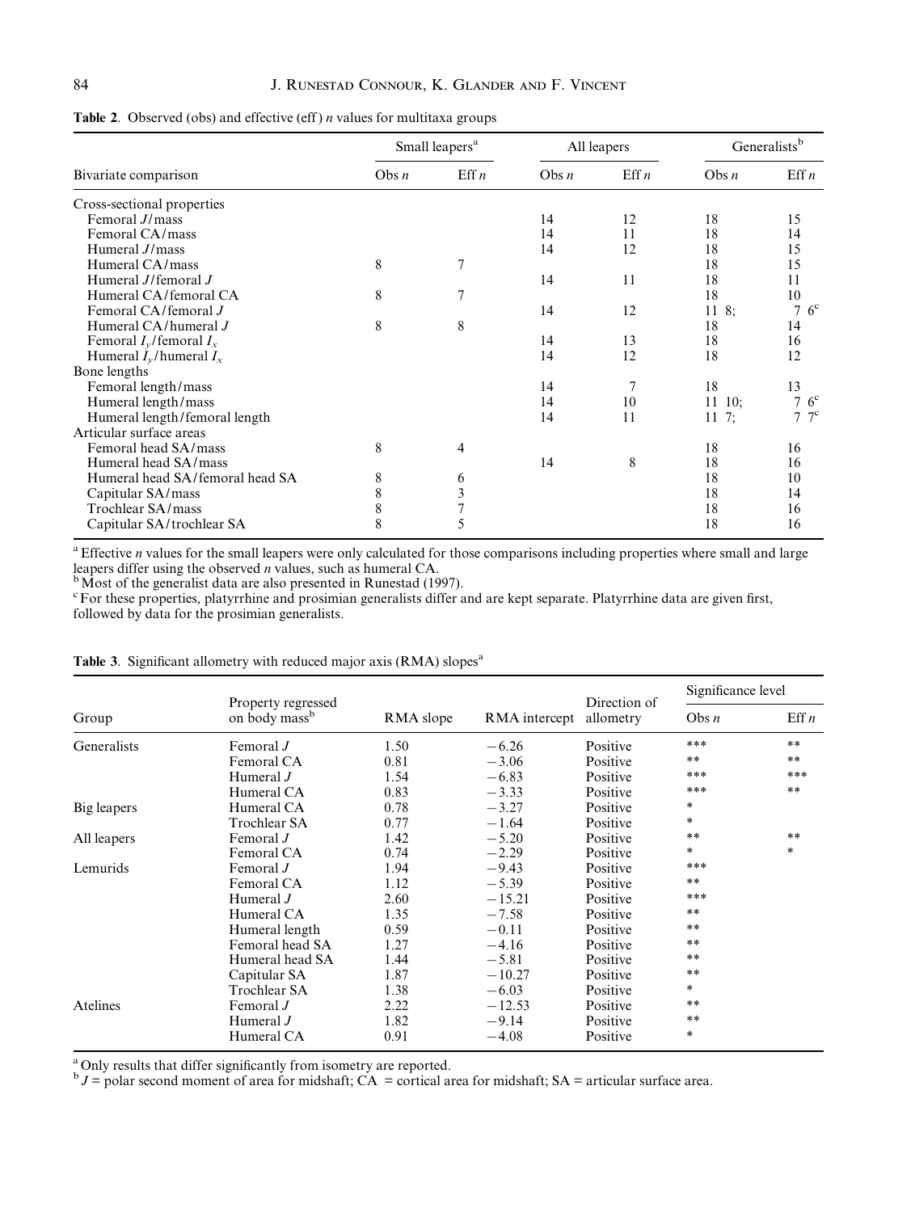**Table 2**. Observed (obs) and effective (eff) $n$ values for multitaxa groups

| Bivariate comparison | Small leapers[a] | | All leapers | | Generalists[b] | |
|---|---|---|---|---|---|---|
| | Obs $n$ | Eff $n$ | Obs $n$ | Eff $n$ | Obs $n$ | Eff $n$ |
| Cross-sectional properties | | | | | | |
| Femoral $J$/mass | | | 14 | 12 | 18 | 15 |
| Femoral CA/mass | | | 14 | 11 | 18 | 14 |
| Humeral $J$/mass | | | 14 | 12 | 18 | 15 |
| Humeral CA/mass | 8 | 7 | | | 18 | 15 |
| Humeral $J$/femoral $J$ | | | 14 | 11 | 18 | 11 |
| Humeral CA/femoral CA | 8 | 7 | | | 18 | 10 |
| Femoral CA/femoral $J$ | | | 14 | 12 | 11 8; | 7 6[c] |
| Humeral CA/humeral $J$ | 8 | 8 | | | 18 | 14 |
| Femoral $I_y$/femoral $I_x$ | | | 14 | 13 | 18 | 16 |
| Humeral $I_y$/humeral $I_x$ | | | 14 | 12 | 18 | 12 |
| Bone lengths | | | | | | |
| Femoral length/mass | | | 14 | 7 | 18 | 13 |
| Humeral length/mass | | | 14 | 10 | 11 10; | 7 6[c] |
| Humeral length/femoral length | | | 14 | 11 | 11 7; | 7 7[c] |
| Articular surface areas | | | | | | |
| Femoral head SA/mass | 8 | 4 | | | 18 | 16 |
| Humeral head SA/mass | | | 14 | 8 | 18 | 16 |
| Humeral head SA/femoral head SA | 8 | 6 | | | 18 | 10 |
| Capitular SA/mass | 8 | 3 | | | 18 | 14 |
| Trochlear SA/mass | 8 | 7 | | | 18 | 16 |
| Capitular SA/trochlear SA | 8 | 5 | | | 18 | 16 |

[a] Effective $n$ values for the small leapers were only calculated for those comparisons including properties where small and large leapers differ using the observed $n$ values, such as humeral CA.
[b] Most of the generalist data are also presented in Runestad (1997).
[c] For these properties, platyrrhine and prosimian generalists differ and are kept separate. Platyrrhine data are given first, followed by data for the prosimian generalists.

**Table 3**. Significant allometry with reduced major axis (RMA) slopes[a]

| Group | Property regressed on body mass[b] | RMA slope | RMA intercept | Direction of allometry | Significance level | |
|---|---|---|---|---|---|---|
| | | | | | Obs $n$ | Eff $n$ |
| Generalists | Femoral $J$ | 1.50 | −6.26 | Positive | *** | ** |
| | Femoral CA | 0.81 | −3.06 | Positive | ** | ** |
| | Humeral $J$ | 1.54 | −6.83 | Positive | *** | *** |
| | Humeral CA | 0.83 | −3.33 | Positive | *** | ** |
| Big leapers | Humeral CA | 0.78 | −3.27 | Positive | * | |
| | Trochlear SA | 0.77 | −1.64 | Positive | * | |
| All leapers | Femoral $J$ | 1.42 | −5.20 | Positive | ** | ** |
| | Femoral CA | 0.74 | −2.29 | Positive | * | * |
| Lemurids | Femoral $J$ | 1.94 | −9.43 | Positive | *** | |
| | Femoral CA | 1.12 | −5.39 | Positive | ** | |
| | Humeral $J$ | 2.60 | −15.21 | Positive | *** | |
| | Humeral CA | 1.35 | −7.58 | Positive | ** | |
| | Humeral length | 0.59 | −0.11 | Positive | ** | |
| | Femoral head SA | 1.27 | −4.16 | Positive | ** | |
| | Humeral head SA | 1.44 | −5.81 | Positive | ** | |
| | Capitular SA | 1.87 | −10.27 | Positive | ** | |
| | Trochlear SA | 1.38 | −6.03 | Positive | * | |
| Atelines | Femoral $J$ | 2.22 | −12.53 | Positive | ** | |
| | Humeral $J$ | 1.82 | −9.14 | Positive | ** | |
| | Humeral CA | 0.91 | −4.08 | Positive | * | |

[a] Only results that differ significantly from isometry are reported.
[b] $J$ = polar second moment of area for midshaft; CA = cortical area for midshaft; SA = articular surface area.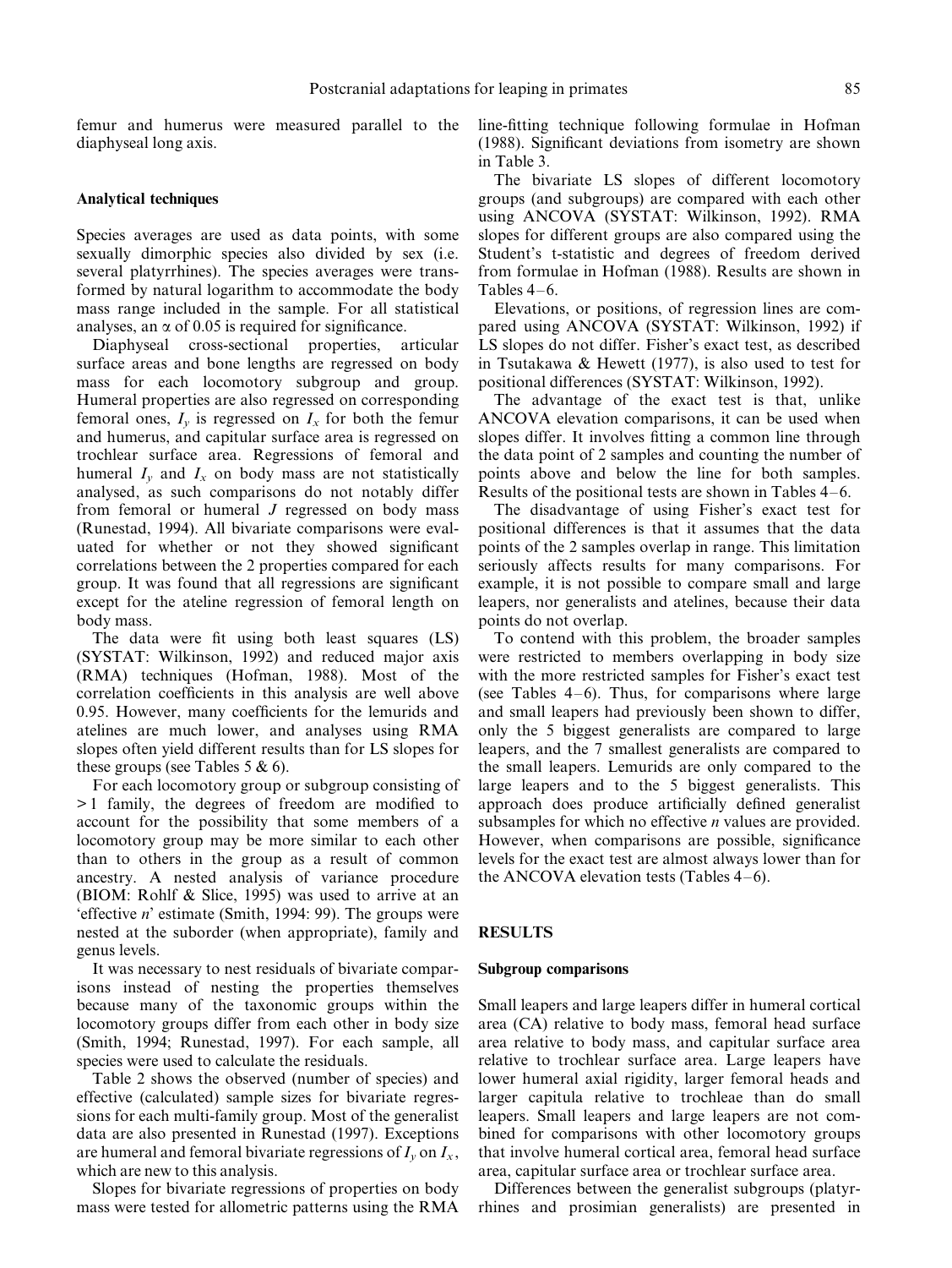femur and humerus were measured parallel to the diaphyseal long axis.

### Analytical techniques

Species averages are used as data points, with some sexually dimorphic species also divided by sex (i.e. several platyrrhines). The species averages were transformed by natural logarithm to accommodate the body mass range included in the sample. For all statistical analyses, an $\alpha$ of 0.05 is required for significance.

Diaphyseal cross-sectional properties, articular surface areas and bone lengths are regressed on body mass for each locomotory subgroup and group. Humeral properties are also regressed on corresponding femoral ones, $I_y$ is regressed on $I_x$ for both the femur and humerus, and capitular surface area is regressed on trochlear surface area. Regressions of femoral and humeral $I_y$ and $I_x$ on body mass are not statistically analysed, as such comparisons do not notably differ from femoral or humeral $J$ regressed on body mass (Runestad, 1994). All bivariate comparisons were evaluated for whether or not they showed significant correlations between the 2 properties compared for each group. It was found that all regressions are significant except for the ateline regression of femoral length on body mass.

The data were fit using both least squares (LS) (SYSTAT: Wilkinson, 1992) and reduced major axis (RMA) techniques (Hofman, 1988). Most of the correlation coefficients in this analysis are well above 0.95. However, many coefficients for the lemurids and atelines are much lower, and analyses using RMA slopes often yield different results than for LS slopes for these groups (see Tables 5 & 6).

For each locomotory group or subgroup consisting of >1 family, the degrees of freedom are modified to account for the possibility that some members of a locomotory group may be more similar to each other than to others in the group as a result of common ancestry. A nested analysis of variance procedure (BIOM: Rohlf & Slice, 1995) was used to arrive at an 'effective *n*' estimate (Smith, 1994: 99). The groups were nested at the suborder (when appropriate), family and genus levels.

It was necessary to nest residuals of bivariate comparisons instead of nesting the properties themselves because many of the taxonomic groups within the locomotory groups differ from each other in body size (Smith, 1994; Runestad, 1997). For each sample, all species were used to calculate the residuals.

Table 2 shows the observed (number of species) and effective (calculated) sample sizes for bivariate regressions for each multi-family group. Most of the generalist data are also presented in Runestad (1997). Exceptions are humeral and femoral bivariate regressions of $I_y$ on $I_x$, which are new to this analysis.

Slopes for bivariate regressions of properties on body mass were tested for allometric patterns using the RMA line-fitting technique following formulae in Hofman (1988). Significant deviations from isometry are shown in Table 3.

The bivariate LS slopes of different locomotory groups (and subgroups) are compared with each other using ANCOVA (SYSTAT: Wilkinson, 1992). RMA slopes for different groups are also compared using the Student's t-statistic and degrees of freedom derived from formulae in Hofman (1988). Results are shown in Tables 4–6.

Elevations, or positions, of regression lines are compared using ANCOVA (SYSTAT: Wilkinson, 1992) if LS slopes do not differ. Fisher's exact test, as described in Tsutakawa & Hewett (1977), is also used to test for positional differences (SYSTAT: Wilkinson, 1992).

The advantage of the exact test is that, unlike ANCOVA elevation comparisons, it can be used when slopes differ. It involves fitting a common line through the data point of 2 samples and counting the number of points above and below the line for both samples. Results of the positional tests are shown in Tables 4–6.

The disadvantage of using Fisher's exact test for positional differences is that it assumes that the data points of the 2 samples overlap in range. This limitation seriously affects results for many comparisons. For example, it is not possible to compare small and large leapers, nor generalists and atelines, because their data points do not overlap.

To contend with this problem, the broader samples were restricted to members overlapping in body size with the more restricted samples for Fisher's exact test (see Tables 4–6). Thus, for comparisons where large and small leapers had previously been shown to differ, only the 5 biggest generalists are compared to large leapers, and the 7 smallest generalists are compared to the small leapers. Lemurids are only compared to the large leapers and to the 5 biggest generalists. This approach does produce artificially defined generalist subsamples for which no effective *n* values are provided. However, when comparisons are possible, significance levels for the exact test are almost always lower than for the ANCOVA elevation tests (Tables 4–6).

## RESULTS

### Subgroup comparisons

Small leapers and large leapers differ in humeral cortical area (CA) relative to body mass, femoral head surface area relative to body mass, and capitular surface area relative to trochlear surface area. Large leapers have lower humeral axial rigidity, larger femoral heads and larger capitula relative to trochleae than do small leapers. Small leapers and large leapers are not combined for comparisons with other locomotory groups that involve humeral cortical area, femoral head surface area, capitular surface area or trochlear surface area.

Differences between the generalist subgroups (platyrrhines and prosimian generalists) are presented in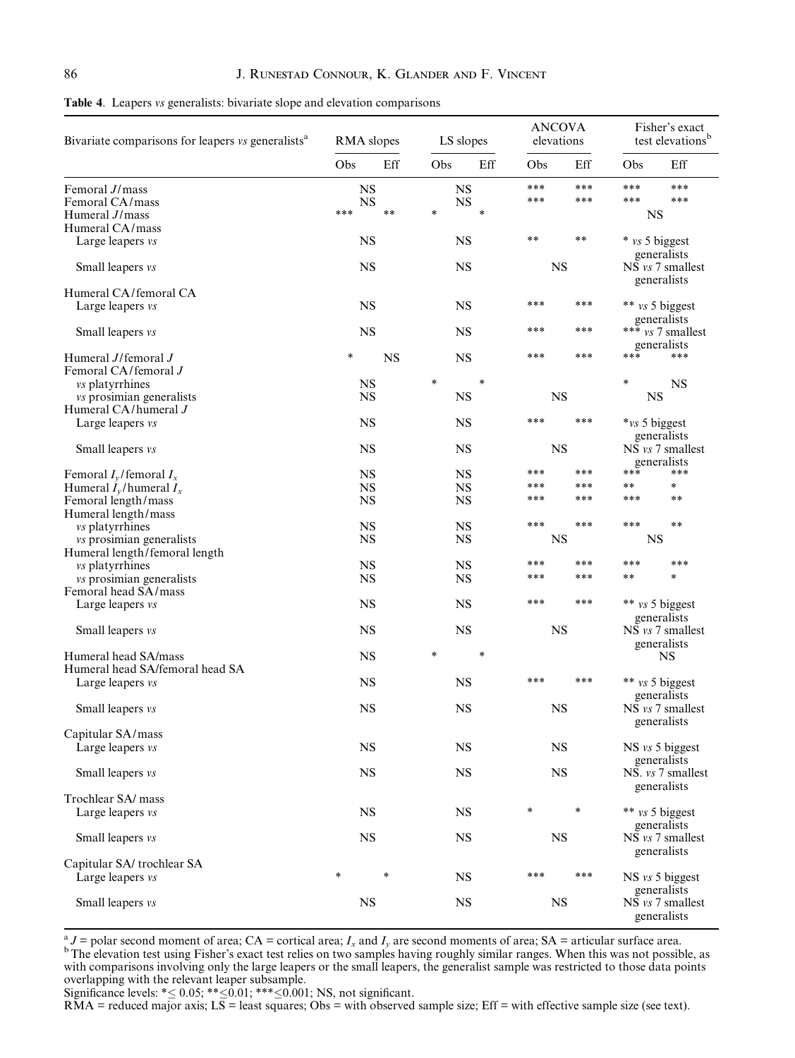**Table 4**. Leapers *vs* generalists: bivariate slope and elevation comparisons

| Bivariate comparisons for leapers *vs* generalists[a] | RMA slopes | | LS slopes | | ANCOVA elevations | | Fisher's exact test elevations[b] | |
|---|---|---|---|---|---|---|---|---|
| | Obs | Eff | Obs | Eff | Obs | Eff | Obs | Eff |
| Femoral $J$/mass | NS | | NS | | *** | *** | *** | *** |
| Femoral CA/mass | NS | | NS | | *** | *** | *** | *** |
| Humeral $J$/mass | *** | ** | * | * | | | NS | |
| Humeral CA/mass | | | | | | | | |
| Large leapers *vs* | NS | | NS | | ** | ** | * *vs* 5 biggest generalists | |
| Small leapers *vs* | NS | | NS | | NS | | NS *vs* 7 smallest generalists | |
| Humeral CA/femoral CA | | | | | | | | |
| Large leapers *vs* | NS | | NS | | *** | *** | ** *vs* 5 biggest generalists | |
| Small leapers *vs* | NS | | NS | | *** | *** | *** *vs* 7 smallest generalists | |
| Humeral $J$/femoral $J$ | * | NS | NS | | *** | *** | *** | *** |
| Femoral CA/femoral $J$ | | | | | | | | |
| *vs* platyrrhines | NS | | * | * | | | * | NS |
| *vs* prosimian generalists | NS | | NS | | NS | | NS | |
| Humeral CA/humeral $J$ | | | | | | | | |
| Large leapers *vs* | NS | | NS | | *** | *** | **vs* 5 biggest generalists | |
| Small leapers *vs* | NS | | NS | | NS | | NS *vs* 7 smallest generalists | |
| Femoral $I_y$/femoral $I_x$ | NS | | NS | | *** | *** | *** | *** |
| Humeral $I_y$/humeral $I_x$ | NS | | NS | | *** | *** | ** | * |
| Femoral length/mass | NS | | NS | | *** | *** | *** | ** |
| Humeral length/mass | | | | | | | | |
| *vs* platyrrhines | NS | | NS | | *** | *** | *** | ** |
| *vs* prosimian generalists | NS | | NS | | NS | | NS | |
| Humeral length/femoral length | | | | | | | | |
| *vs* platyrrhines | NS | | NS | | *** | *** | *** | *** |
| *vs* prosimian generalists | NS | | NS | | *** | *** | ** | * |
| Femoral head SA/mass | | | | | | | | |
| Large leapers *vs* | NS | | NS | | *** | *** | ** *vs* 5 biggest generalists | |
| Small leapers *vs* | NS | | NS | | NS | | NS *vs* 7 smallest generalists | |
| Humeral head SA/mass | NS | | * | * | | | NS | |
| Humeral head SA/femoral head SA | | | | | | | | |
| Large leapers *vs* | NS | | NS | | *** | *** | ** *vs* 5 biggest generalists | |
| Small leapers *vs* | NS | | NS | | NS | | NS *vs* 7 smallest generalists | |
| Capitular SA/mass | | | | | | | | |
| Large leapers *vs* | NS | | NS | | NS | | NS *vs* 5 biggest generalists | |
| Small leapers *vs* | NS | | NS | | NS | | NS. *vs* 7 smallest generalists | |
| Trochlear SA/ mass | | | | | | | | |
| Large leapers *vs* | NS | | NS | | * | * | ** *vs* 5 biggest generalists | |
| Small leapers *vs* | NS | | NS | | NS | | NS *vs* 7 smallest generalists | |
| Capitular SA/ trochlear SA | | | | | | | | |
| Large leapers *vs* | * | * | NS | | *** | *** | NS *vs* 5 biggest generalists | |
| Small leapers *vs* | NS | | NS | | NS | | NS *vs* 7 smallest generalists | |

[a] $J$ = polar second moment of area; CA = cortical area; $I_x$ and $I_y$ are second moments of area; SA = articular surface area.
[b] The elevation test using Fisher's exact test relies on two samples having roughly similar ranges. When this was not possible, as with comparisons involving only the large leapers or the small leapers, the generalist sample was restricted to those data points overlapping with the relevant leaper subsample.
Significance levels: * ≤ 0.05; ** ≤ 0.01; *** ≤ 0.001; NS, not significant.
RMA = reduced major axis; LS = least squares; Obs = with observed sample size; Eff = with effective sample size (see text).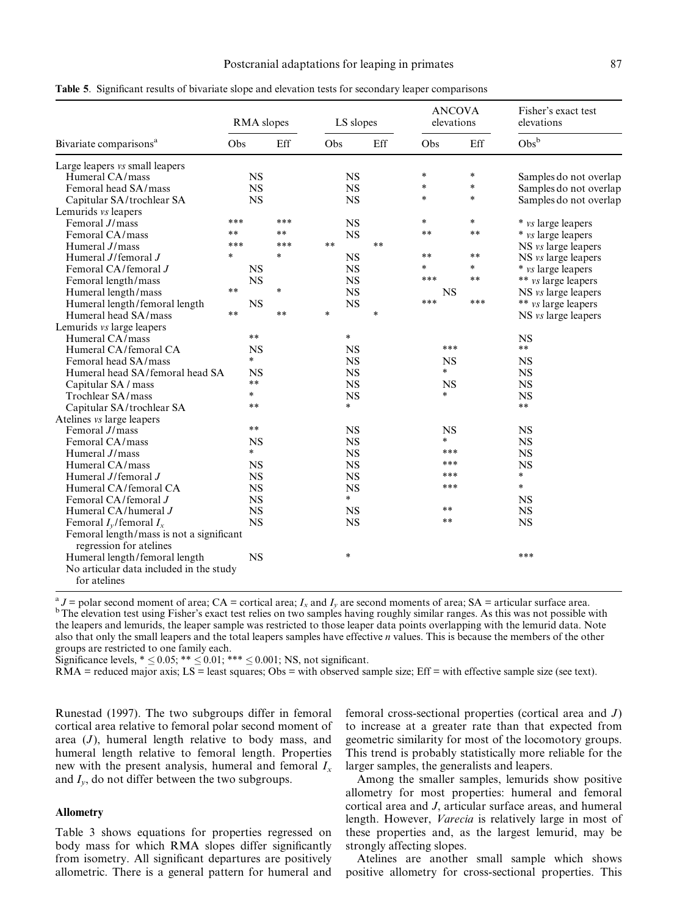**Table 5**. Significant results of bivariate slope and elevation tests for secondary leaper comparisons

| | RMA slopes | | LS slopes | | ANCOVA elevations | | Fisher's exact test elevations |
|---|---|---|---|---|---|---|---|
| Bivariate comparisons[a] | Obs | Eff | Obs | Eff | Obs | Eff | Obs[b] |
| Large leapers *vs* small leapers | | | | | | | |
| Humeral CA/mass | NS | | NS | | * | * | Samples do not overlap |
| Femoral head SA/mass | NS | | NS | | * | * | Samples do not overlap |
| Capitular SA/trochlear SA | NS | | NS | | * | * | Samples do not overlap |
| Lemurids *vs* leapers | | | | | | | |
| Femoral $J$/mass | *** | *** | NS | | * | * | * *vs* large leapers |
| Femoral CA/mass | ** | ** | NS | | ** | ** | * *vs* large leapers |
| Humeral $J$/mass | *** | *** | ** | ** | | | NS *vs* large leapers |
| Humeral $J$/femoral $J$ | * | * | NS | | ** | ** | NS *vs* large leapers |
| Femoral CA/femoral $J$ | NS | | NS | | * | * | * *vs* large leapers |
| Femoral length/mass | NS | | NS | | *** | ** | ** *vs* large leapers |
| Humeral length/mass | ** | * | NS | | NS | | NS *vs* large leapers |
| Humeral length/femoral length | NS | | NS | | *** | *** | ** *vs* large leapers |
| Humeral head SA/mass | ** | ** | * | * | | | NS *vs* large leapers |
| Lemurids *vs* large leapers | | | | | | | |
| Humeral CA/mass | ** | | * | | | | NS |
| Humeral CA/femoral CA | NS | | NS | | *** | | ** |
| Femoral head SA/mass | * | | NS | | NS | | NS |
| Humeral head SA/femoral head SA | NS | | NS | | * | | NS |
| Capitular SA / mass | ** | | NS | | NS | | NS |
| Trochlear SA/mass | * | | NS | | * | | NS |
| Capitular SA/trochlear SA | ** | | * | | | | ** |
| Atelines *vs* large leapers | | | | | | | |
| Femoral $J$/mass | ** | | NS | | NS | | NS |
| Femoral CA/mass | NS | | NS | | * | | NS |
| Humeral $J$/mass | * | | NS | | *** | | NS |
| Humeral CA/mass | NS | | NS | | *** | | NS |
| Humeral $J$/femoral $J$ | NS | | NS | | *** | | * |
| Humeral CA/femoral CA | NS | | NS | | *** | | * |
| Femoral CA/femoral $J$ | NS | | * | | | | NS |
| Humeral CA/humeral $J$ | NS | | NS | | ** | | NS |
| Femoral $I_y$/femoral $I_x$ | NS | | NS | | ** | | NS |
| Femoral length/mass is not a significant regression for atelines | | | | | | | |
| Humeral length/femoral length | NS | | * | | | | *** |
| No articular data included in the study for atelines | | | | | | | |

[a] $J$ = polar second moment of area; CA = cortical area; $I_x$ and $I_y$ are second moments of area; SA = articular surface area.
[b] The elevation test using Fisher's exact test relies on two samples having roughly similar ranges. As this was not possible with the leapers and lemurids, the leaper sample was restricted to those leaper data points overlapping with the lemurid data. Note also that only the small leapers and the total leapers samples have effective $n$ values. This is because the members of the other groups are restricted to one family each.
Significance levels, * ≤ 0.05; ** ≤ 0.01; *** ≤ 0.001; NS, not significant.
RMA = reduced major axis; LS = least squares; Obs = with observed sample size; Eff = with effective sample size (see text).

Runestad (1997). The two subgroups differ in femoral cortical area relative to femoral polar second moment of area ($J$), humeral length relative to body mass, and humeral length relative to femoral length. Properties new with the present analysis, humeral and femoral $I_x$ and $I_y$, do not differ between the two subgroups.

### Allometry

Table 3 shows equations for properties regressed on body mass for which RMA slopes differ significantly from isometry. All significant departures are positively allometric. There is a general pattern for humeral and femoral cross-sectional properties (cortical area and $J$) to increase at a greater rate than that expected from geometric similarity for most of the locomotory groups. This trend is probably statistically more reliable for the larger samples, the generalists and leapers.

Among the smaller samples, lemurids show positive allometry for most properties: humeral and femoral cortical area and $J$, articular surface areas, and humeral length. However, *Varecia* is relatively large in most of these properties and, as the largest lemurid, may be strongly affecting slopes.

Atelines are another small sample which shows positive allometry for cross-sectional properties. This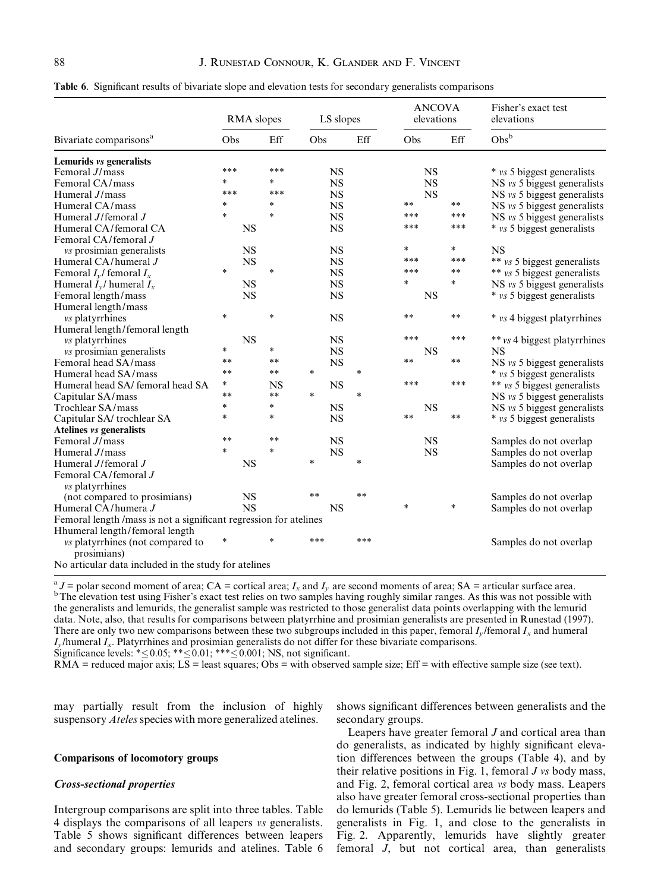**Table 6**. Significant results of bivariate slope and elevation tests for secondary generalists comparisons

| Bivariate comparisons[a] | RMA slopes | | LS slopes | | ANCOVA elevations | | Fisher's exact test elevations |
|---|---|---|---|---|---|---|---|
| | Obs | Eff | Obs | Eff | Obs | Eff | Obs[b] |
| **Lemurids *vs* generalists** | | | | | | | |
| Femoral $J$/mass | *** | *** | NS | | NS | | * *vs* 5 biggest generalists |
| Femoral CA/mass | * | * | NS | | NS | | NS *vs* 5 biggest generalists |
| Humeral $J$/mass | *** | *** | NS | | NS | | NS *vs* 5 biggest generalists |
| Humeral CA/mass | * | * | NS | | ** | ** | NS *vs* 5 biggest generalists |
| Humeral $J$/femoral $J$ | * | * | NS | | *** | *** | NS *vs* 5 biggest generalists |
| Humeral CA/femoral CA | NS | | NS | | *** | *** | * *vs* 5 biggest generalists |
| Femoral CA/femoral $J$ *vs* prosimian generalists | NS | | NS | | * | * | NS |
| Humeral CA/humeral $J$ | NS | | NS | | *** | *** | ** *vs* 5 biggest generalists |
| Femoral $I_y$/ femoral $I_x$ | * | * | NS | | *** | ** | ** *vs* 5 biggest generalists |
| Humeral $I_y$/ humeral $I_x$ | NS | | NS | | * | * | NS *vs* 5 biggest generalists |
| Femoral length/mass | NS | | NS | | NS | | * *vs* 5 biggest generalists |
| Humeral length/mass *vs* platyrrhines | * | * | NS | | ** | ** | * *vs* 4 biggest platyrrhines |
| Humeral length/femoral length *vs* platyrrhines | NS | | NS | | *** | *** | ** *vs* 4 biggest platyrrhines |
| *vs* prosimian generalists | * | * | NS | | NS | | NS |
| Femoral head SA/mass | ** | ** | NS | | ** | ** | NS *vs* 5 biggest generalists |
| Humeral head SA/mass | ** | ** | * | * | | | * *vs* 5 biggest generalists |
| Humeral head SA/ femoral head SA | * | NS | NS | | *** | *** | ** *vs* 5 biggest generalists |
| Capitular SA/mass | ** | ** | * | * | | | NS *vs* 5 biggest generalists |
| Trochlear SA/mass | * | * | NS | | NS | | NS *vs* 5 biggest generalists |
| Capitular SA/ trochlear SA | * | * | NS | | ** | ** | * *vs* 5 biggest generalists |
| **Atelines *vs* generalists** | | | | | | | |
| Femoral $J$/mass | ** | ** | NS | | NS | | Samples do not overlap |
| Humeral $J$/mass | * | * | NS | | NS | | Samples do not overlap |
| Humeral $J$/femoral $J$ | NS | | * | * | | | Samples do not overlap |
| Femoral CA/femoral $J$ *vs* platyrrhines (not compared to prosimians) | NS | | ** | ** | | | Samples do not overlap |
| Humeral CA/humera $J$ | NS | | NS | | * | * | Samples do not overlap |
| Femoral length /mass is not a significant regression for atelines | | | | | | | |
| Hhumeral length/femoral length *vs* platyrrhines (not compared to prosimians) | * | * | *** | *** | | | Samples do not overlap |
| No articular data included in the study for atelines | | | | | | | |

[a] $J$ = polar second moment of area; CA = cortical area; $I_x$ and $I_y$ are second moments of area; SA = articular surface area.
[b] The elevation test using Fisher's exact test relies on two samples having roughly similar ranges. As this was not possible with the generalists and lemurids, the generalist sample was restricted to those generalist data points overlapping with the lemurid data. Note, also, that results for comparisons between platyrrhine and prosimian generalists are presented in Runestad (1997). There are only two new comparisons between these two subgroups included in this paper, femoral $I_y$/femoral $I_x$ and humeral $I_y$/humeral $I_x$. Platyrrhines and prosimian generalists do not differ for these bivariate comparisons.
Significance levels: *≤0.05; **≤0.01; ***≤0.001; NS, not significant.
RMA = reduced major axis; LS = least squares; Obs = with observed sample size; Eff = with effective sample size (see text).

may partially result from the inclusion of highly suspensory *Ateles* species with more generalized atelines.

### Comparisons of locomotory groups

#### *Cross-sectional properties*

Intergroup comparisons are split into three tables. Table 4 displays the comparisons of all leapers *vs* generalists. Table 5 shows significant differences between leapers and secondary groups: lemurids and atelines. Table 6 shows significant differences between generalists and the secondary groups.

Leapers have greater femoral $J$ and cortical area than do generalists, as indicated by highly significant elevation differences between the groups (Table 4), and by their relative positions in Fig. 1, femoral $J$ *vs* body mass, and Fig. 2, femoral cortical area *vs* body mass. Leapers also have greater femoral cross-sectional properties than do lemurids (Table 5). Lemurids lie between leapers and generalists in Fig. 1, and close to the generalists in Fig. 2. Apparently, lemurids have slightly greater femoral $J$, but not cortical area, than generalists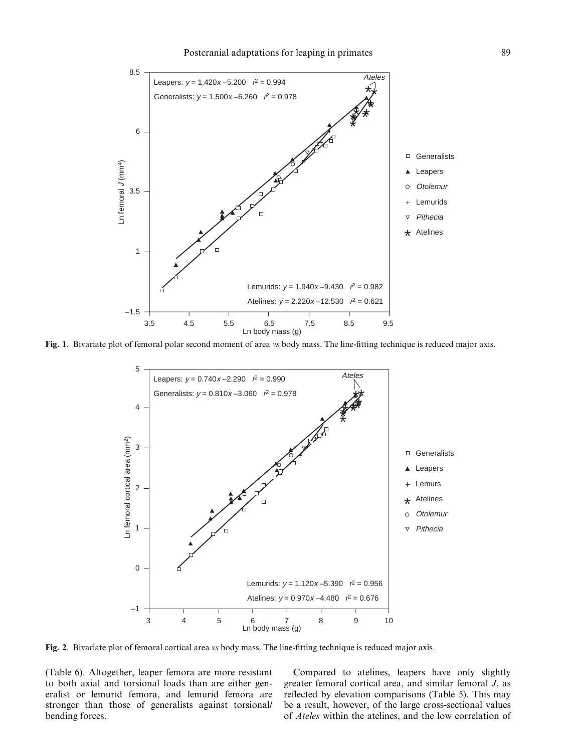**Fig. 1**. Bivariate plot of femoral polar second moment of area *vs* body mass. The line-fitting technique is reduced major axis.

**Fig. 2**. Bivariate plot of femoral cortical area *vs* body mass. The line-fitting technique is reduced major axis.

(Table 6). Altogether, leaper femora are more resistant to both axial and torsional loads than are either generalist or lemurid femora, and lemurid femora are stronger than those of generalists against torsional/bending forces.

Compared to atelines, leapers have only slightly greater femoral cortical area, and similar femoral $J$, as reflected by elevation comparisons (Table 5). This may be a result, however, of the large cross-sectional values of *Ateles* within the atelines, and the low correlation of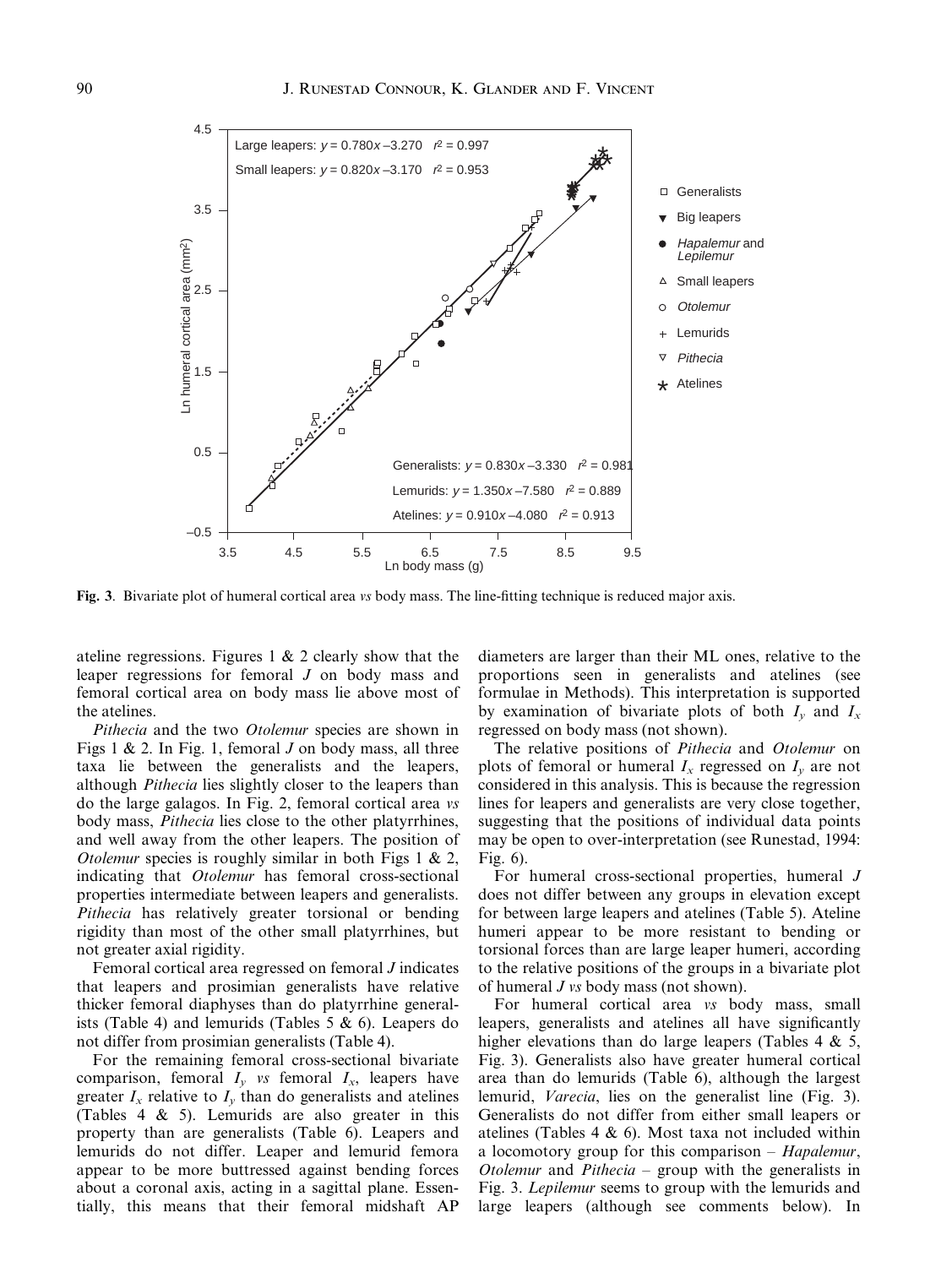**Fig. 3**. Bivariate plot of humeral cortical area *vs* body mass. The line-fitting technique is reduced major axis.

ateline regressions. Figures 1 & 2 clearly show that the leaper regressions for femoral $J$ on body mass and femoral cortical area on body mass lie above most of the atelines.

*Pithecia* and the two *Otolemur* species are shown in Figs 1 & 2. In Fig. 1, femoral $J$ on body mass, all three taxa lie between the generalists and the leapers, although *Pithecia* lies slightly closer to the leapers than do the large galagos. In Fig. 2, femoral cortical area *vs* body mass, *Pithecia* lies close to the other platyrrhines, and well away from the other leapers. The position of *Otolemur* species is roughly similar in both Figs 1 & 2, indicating that *Otolemur* has femoral cross-sectional properties intermediate between leapers and generalists. *Pithecia* has relatively greater torsional or bending rigidity than most of the other small platyrrhines, but not greater axial rigidity.

Femoral cortical area regressed on femoral $J$ indicates that leapers and prosimian generalists have relative thicker femoral diaphyses than do platyrrhine generalists (Table 4) and lemurids (Tables 5 & 6). Leapers do not differ from prosimian generalists (Table 4).

For the remaining femoral cross-sectional bivariate comparison, femoral $I_y$ *vs* femoral $I_x$, leapers have greater $I_x$ relative to $I_y$ than do generalists and atelines (Tables 4 & 5). Lemurids are also greater in this property than are generalists (Table 6). Leapers and lemurids do not differ. Leaper and lemurid femora appear to be more buttressed against bending forces about a coronal axis, acting in a sagittal plane. Essentially, this means that their femoral midshaft AP diameters are larger than their ML ones, relative to the proportions seen in generalists and atelines (see formulae in Methods). This interpretation is supported by examination of bivariate plots of both $I_y$ and $I_x$ regressed on body mass (not shown).

The relative positions of *Pithecia* and *Otolemur* on plots of femoral or humeral $I_x$ regressed on $I_y$ are not considered in this analysis. This is because the regression lines for leapers and generalists are very close together, suggesting that the positions of individual data points may be open to over-interpretation (see Runestad, 1994: Fig. 6).

For humeral cross-sectional properties, humeral $J$ does not differ between any groups in elevation except for between large leapers and atelines (Table 5). Ateline humeri appear to be more resistant to bending or torsional forces than are large leaper humeri, according to the relative positions of the groups in a bivariate plot of humeral $J$ *vs* body mass (not shown).

For humeral cortical area *vs* body mass, small leapers, generalists and atelines all have significantly higher elevations than do large leapers (Tables 4 & 5, Fig. 3). Generalists also have greater humeral cortical area than do lemurids (Table 6), although the largest lemurid, *Varecia*, lies on the generalist line (Fig. 3). Generalists do not differ from either small leapers or atelines (Tables 4 & 6). Most taxa not included within a locomotory group for this comparison – *Hapalemur*, *Otolemur* and *Pithecia* – group with the generalists in Fig. 3. *Lepilemur* seems to group with the lemurids and large leapers (although see comments below). In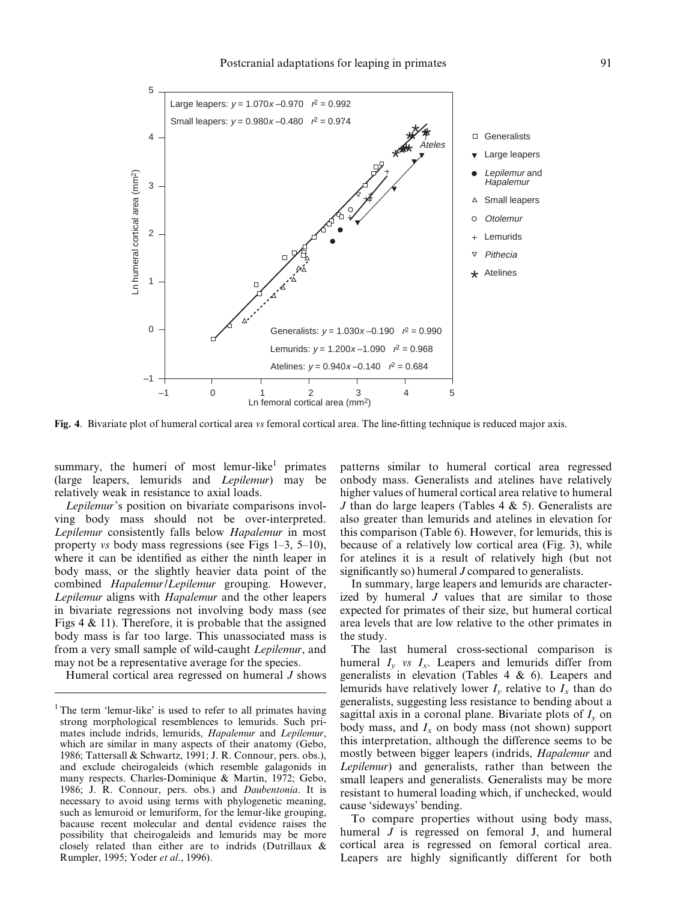Large leapers: $y = 1.070x - 0.970$ $r^2 = 0.992$

Small leapers: $y = 0.980x - 0.480$ $r^2 = 0.974$

Generalists: $y = 1.030x - 0.190$ $r^2 = 0.990$

Lemurids: $y = 1.200x - 1.090$ $r^2 = 0.968$

Atelines: $y = 0.940x - 0.140$ $r^2 = 0.684$

**Fig. 4**. Bivariate plot of humeral cortical area *vs* femoral cortical area. The line-fitting technique is reduced major axis.

summary, the humeri of most lemur-like[1] primates (large leapers, lemurids and *Lepilemur*) may be relatively weak in resistance to axial loads.

*Lepilemur*'s position on bivariate comparisons involving body mass should not be over-interpreted. *Lepilemur* consistently falls below *Hapalemur* in most property *vs* body mass regressions (see Figs 1–3, 5–10), where it can be identified as either the ninth leaper in body mass, or the slightly heavier data point of the combined *Hapalemur*/*Lepilemur* grouping. However, *Lepilemur* aligns with *Hapalemur* and the other leapers in bivariate regressions not involving body mass (see Figs 4 & 11). Therefore, it is probable that the assigned body mass is far too large. This unassociated mass is from a very small sample of wild-caught *Lepilemur*, and may not be a representative average for the species.

Humeral cortical area regressed on humeral *J* shows patterns similar to humeral cortical area regressed onbody mass. Generalists and atelines have relatively higher values of humeral cortical area relative to humeral *J* than do large leapers (Tables 4 & 5). Generalists are also greater than lemurids and atelines in elevation for this comparison (Table 6). However, for lemurids, this is because of a relatively low cortical area (Fig. 3), while for atelines it is a result of relatively high (but not significantly so) humeral *J* compared to generalists.

In summary, large leapers and lemurids are characterized by humeral *J* values that are similar to those expected for primates of their size, but humeral cortical area levels that are low relative to the other primates in the study.

The last humeral cross-sectional comparison is humeral $I_y$ *vs* $I_x$. Leapers and lemurids differ from generalists in elevation (Tables 4 & 6). Leapers and lemurids have relatively lower $I_y$ relative to $I_x$ than do generalists, suggesting less resistance to bending about a sagittal axis in a coronal plane. Bivariate plots of $I_y$ on body mass, and $I_x$ on body mass (not shown) support this interpretation, although the difference seems to be mostly between bigger leapers (indrids, *Hapalemur* and *Lepilemur*) and generalists, rather than between the small leapers and generalists. Generalists may be more resistant to humeral loading which, if unchecked, would cause 'sideways' bending.

To compare properties without using body mass, humeral *J* is regressed on femoral J, and humeral cortical area is regressed on femoral cortical area. Leapers are highly significantly different for both

[1] The term 'lemur-like' is used to refer to all primates having strong morphological resemblences to lemurids. Such primates include indrids, lemurids, *Hapalemur* and *Lepilemur*, which are similar in many aspects of their anatomy (Gebo, 1986; Tattersall & Schwartz, 1991; J. R. Connour, pers. obs.), and exclude cheirogaleids (which resemble galagonids in many respects. Charles-Dominique & Martin, 1972; Gebo, 1986; J. R. Connour, pers. obs.) and *Daubentonia*. It is necessary to avoid using terms with phylogenetic meaning, such as lemuroid or lemuriform, for the lemur-like grouping, bacause recent molecular and dental evidence raises the possibility that cheirogaleids and lemurids may be more closely related than either are to indrids (Dutrillaux & Rumpler, 1995; Yoder *et al*., 1996).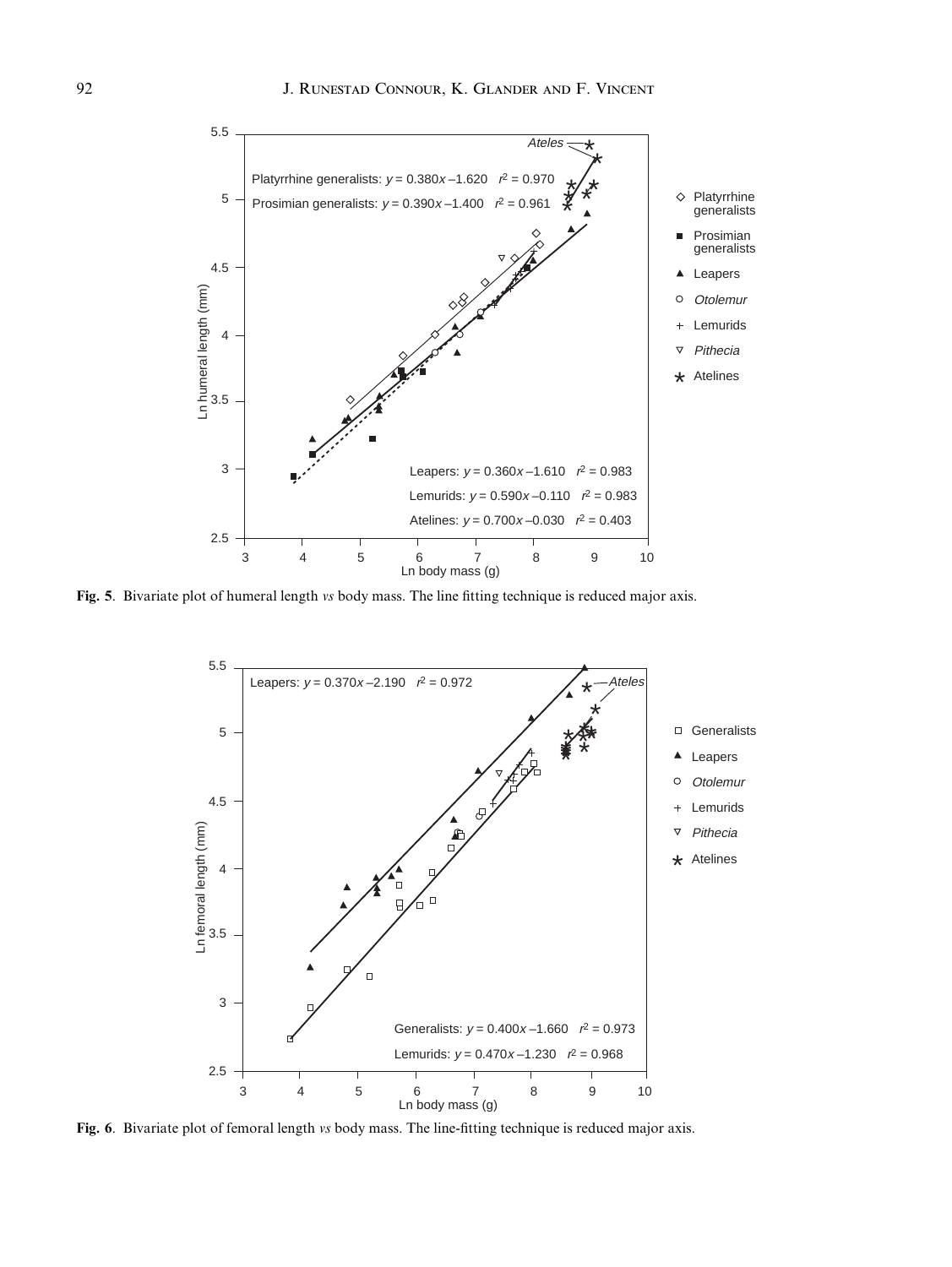**Fig. 5**. Bivariate plot of humeral length *vs* body mass. The line fitting technique is reduced major axis.

**Fig. 6**. Bivariate plot of femoral length *vs* body mass. The line-fitting technique is reduced major axis.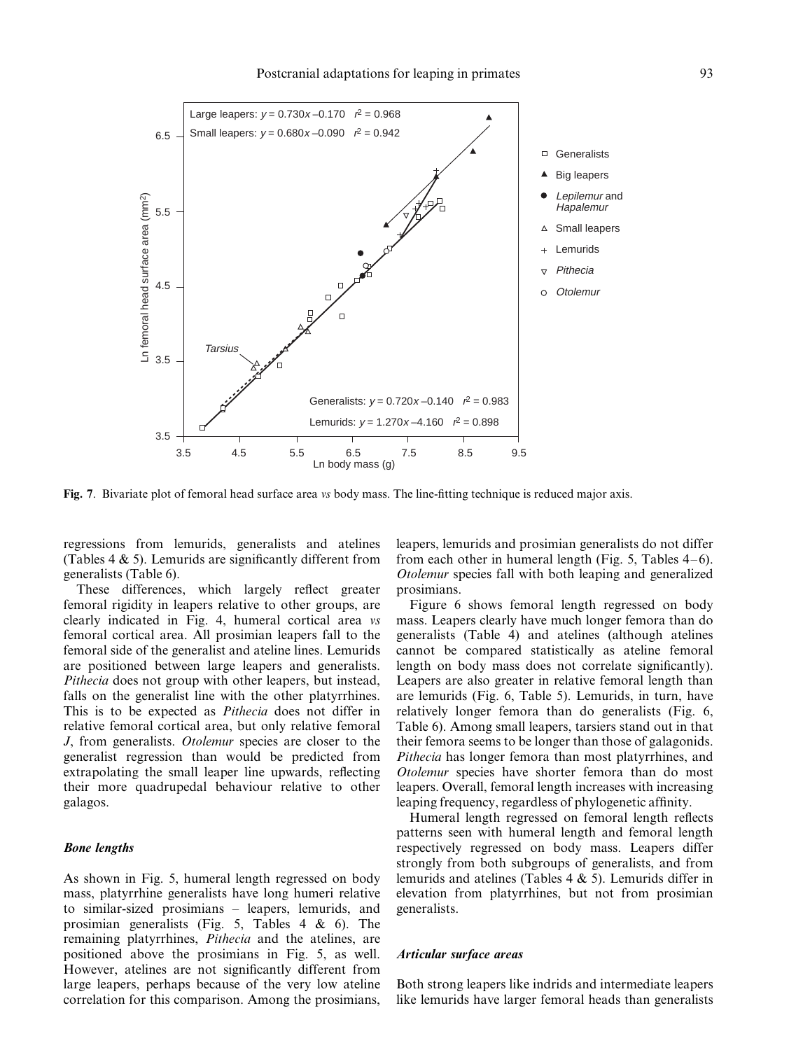**Fig. 7**. Bivariate plot of femoral head surface area *vs* body mass. The line-fitting technique is reduced major axis.

regressions from lemurids, generalists and atelines (Tables 4 & 5). Lemurids are significantly different from generalists (Table 6).

These differences, which largely reflect greater femoral rigidity in leapers relative to other groups, are clearly indicated in Fig. 4, humeral cortical area *vs* femoral cortical area. All prosimian leapers fall to the femoral side of the generalist and ateline lines. Lemurids are positioned between large leapers and generalists. *Pithecia* does not group with other leapers, but instead, falls on the generalist line with the other platyrrhines. This is to be expected as *Pithecia* does not differ in relative femoral cortical area, but only relative femoral *J*, from generalists. *Otolemur* species are closer to the generalist regression than would be predicted from extrapolating the small leaper line upwards, reflecting their more quadrupedal behaviour relative to other galagos.

### *Bone lengths*

As shown in Fig. 5, humeral length regressed on body mass, platyrrhine generalists have long humeri relative to similar-sized prosimians – leapers, lemurids, and prosimian generalists (Fig. 5, Tables 4 & 6). The remaining platyrrhines, *Pithecia* and the atelines, are positioned above the prosimians in Fig. 5, as well. However, atelines are not significantly different from large leapers, perhaps because of the very low ateline correlation for this comparison. Among the prosimians, leapers, lemurids and prosimian generalists do not differ from each other in humeral length (Fig. 5, Tables 4–6). *Otolemur* species fall with both leaping and generalized prosimians.

Figure 6 shows femoral length regressed on body mass. Leapers clearly have much longer femora than do generalists (Table 4) and atelines (although atelines cannot be compared statistically as ateline femoral length on body mass does not correlate significantly). Leapers are also greater in relative femoral length than are lemurids (Fig. 6, Table 5). Lemurids, in turn, have relatively longer femora than do generalists (Fig. 6, Table 6). Among small leapers, tarsiers stand out in that their femora seems to be longer than those of galagonids. *Pithecia* has longer femora than most platyrrhines, and *Otolemur* species have shorter femora than do most leapers. Overall, femoral length increases with increasing leaping frequency, regardless of phylogenetic affinity.

Humeral length regressed on femoral length reflects patterns seen with humeral length and femoral length respectively regressed on body mass. Leapers differ strongly from both subgroups of generalists, and from lemurids and atelines (Tables 4 & 5). Lemurids differ in elevation from platyrrhines, but not from prosimian generalists.

### *Articular surface areas*

Both strong leapers like indrids and intermediate leapers like lemurids have larger femoral heads than generalists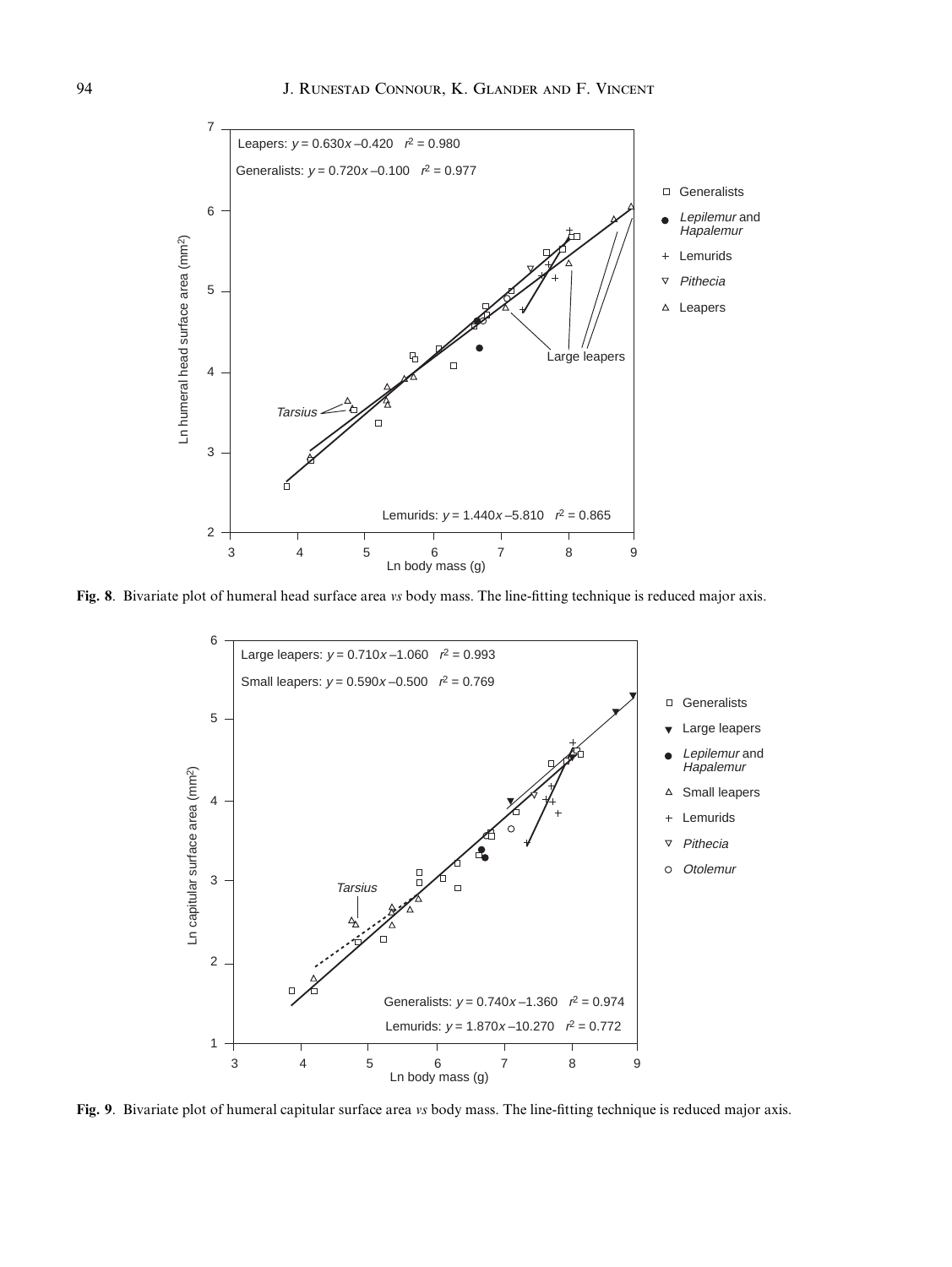**Fig. 8**. Bivariate plot of humeral head surface area *vs* body mass. The line-fitting technique is reduced major axis.

**Fig. 9**. Bivariate plot of humeral capitular surface area *vs* body mass. The line-fitting technique is reduced major axis.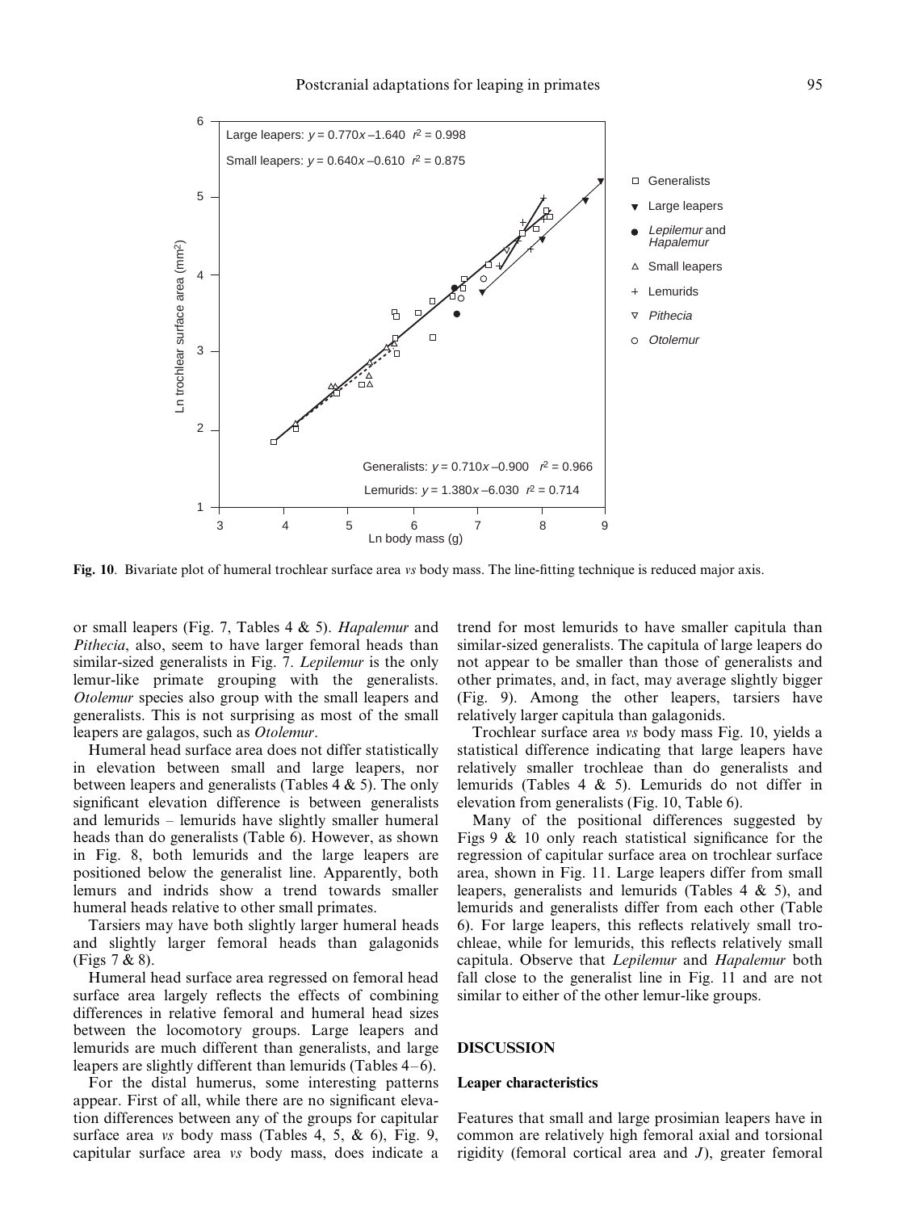**Fig. 10**. Bivariate plot of humeral trochlear surface area *vs* body mass. The line-fitting technique is reduced major axis.

or small leapers (Fig. 7, Tables 4 & 5). *Hapalemur* and *Pithecia*, also, seem to have larger femoral heads than similar-sized generalists in Fig. 7. *Lepilemur* is the only lemur-like primate grouping with the generalists. *Otolemur* species also group with the small leapers and generalists. This is not surprising as most of the small leapers are galagos, such as *Otolemur*.

Humeral head surface area does not differ statistically in elevation between small and large leapers, nor between leapers and generalists (Tables 4 & 5). The only significant elevation difference is between generalists and lemurids – lemurids have slightly smaller humeral heads than do generalists (Table 6). However, as shown in Fig. 8, both lemurids and the large leapers are positioned below the generalist line. Apparently, both lemurs and indrids show a trend towards smaller humeral heads relative to other small primates.

Tarsiers may have both slightly larger humeral heads and slightly larger femoral heads than galagonids (Figs 7 & 8).

Humeral head surface area regressed on femoral head surface area largely reflects the effects of combining differences in relative femoral and humeral head sizes between the locomotory groups. Large leapers and lemurids are much different than generalists, and large leapers are slightly different than lemurids (Tables 4–6).

For the distal humerus, some interesting patterns appear. First of all, while there are no significant elevation differences between any of the groups for capitular surface area *vs* body mass (Tables 4, 5, & 6), Fig. 9, capitular surface area *vs* body mass, does indicate a trend for most lemurids to have smaller capitula than similar-sized generalists. The capitula of large leapers do not appear to be smaller than those of generalists and other primates, and, in fact, may average slightly bigger (Fig. 9). Among the other leapers, tarsiers have relatively larger capitula than galagonids.

Trochlear surface area *vs* body mass Fig. 10, yields a statistical difference indicating that large leapers have relatively smaller trochleae than do generalists and lemurids (Tables 4 & 5). Lemurids do not differ in elevation from generalists (Fig. 10, Table 6).

Many of the positional differences suggested by Figs 9 & 10 only reach statistical significance for the regression of capitular surface area on trochlear surface area, shown in Fig. 11. Large leapers differ from small leapers, generalists and lemurids (Tables 4 & 5), and lemurids and generalists differ from each other (Table 6). For large leapers, this reflects relatively small trochleae, while for lemurids, this reflects relatively small capitula. Observe that *Lepilemur* and *Hapalemur* both fall close to the generalist line in Fig. 11 and are not similar to either of the other lemur-like groups.

## DISCUSSION

### Leaper characteristics

Features that small and large prosimian leapers have in common are relatively high femoral axial and torsional rigidity (femoral cortical area and $J$), greater femoral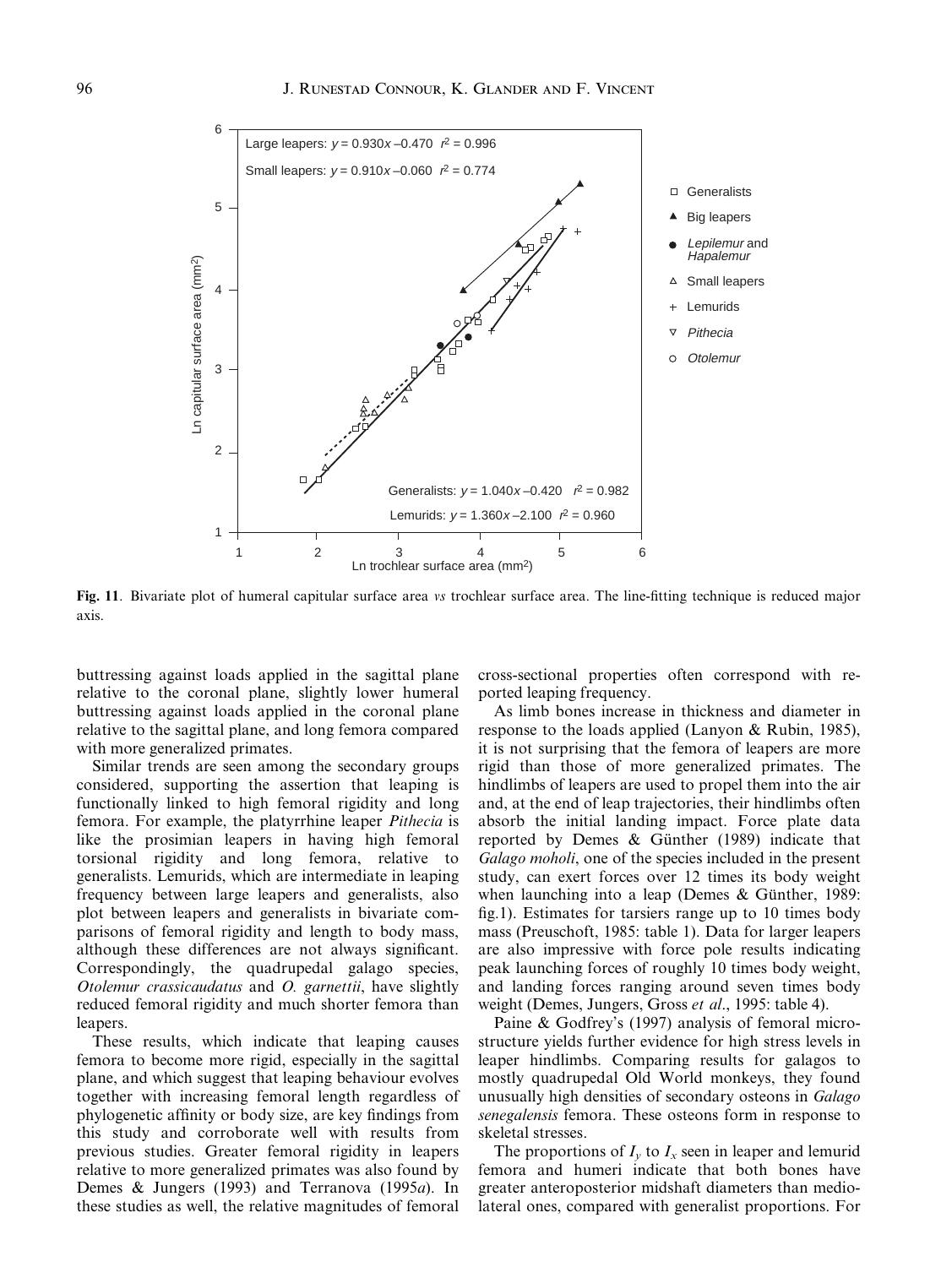**Fig. 11**. Bivariate plot of humeral capitular surface area *vs* trochlear surface area. The line-fitting technique is reduced major axis.

buttressing against loads applied in the sagittal plane relative to the coronal plane, slightly lower humeral buttressing against loads applied in the coronal plane relative to the sagittal plane, and long femora compared with more generalized primates.

Similar trends are seen among the secondary groups considered, supporting the assertion that leaping is functionally linked to high femoral rigidity and long femora. For example, the platyrrhine leaper *Pithecia* is like the prosimian leapers in having high femoral torsional rigidity and long femora, relative to generalists. Lemurids, which are intermediate in leaping frequency between large leapers and generalists, also plot between leapers and generalists in bivariate comparisons of femoral rigidity and length to body mass, although these differences are not always significant. Correspondingly, the quadrupedal galago species, *Otolemur crassicaudatus* and *O. garnettii*, have slightly reduced femoral rigidity and much shorter femora than leapers.

These results, which indicate that leaping causes femora to become more rigid, especially in the sagittal plane, and which suggest that leaping behaviour evolves together with increasing femoral length regardless of phylogenetic affinity or body size, are key findings from this study and corroborate well with results from previous studies. Greater femoral rigidity in leapers relative to more generalized primates was also found by Demes & Jungers (1993) and Terranova (1995*a*). In these studies as well, the relative magnitudes of femoral cross-sectional properties often correspond with reported leaping frequency.

As limb bones increase in thickness and diameter in response to the loads applied (Lanyon & Rubin, 1985), it is not surprising that the femora of leapers are more rigid than those of more generalized primates. The hindlimbs of leapers are used to propel them into the air and, at the end of leap trajectories, their hindlimbs often absorb the initial landing impact. Force plate data reported by Demes & Günther (1989) indicate that *Galago moholi*, one of the species included in the present study, can exert forces over 12 times its body weight when launching into a leap (Demes & Günther, 1989: fig.1). Estimates for tarsiers range up to 10 times body mass (Preuschoft, 1985: table 1). Data for larger leapers are also impressive with force pole results indicating peak launching forces of roughly 10 times body weight, and landing forces ranging around seven times body weight (Demes, Jungers, Gross *et al*., 1995: table 4).

Paine & Godfrey's (1997) analysis of femoral microstructure yields further evidence for high stress levels in leaper hindlimbs. Comparing results for galagos to mostly quadrupedal Old World monkeys, they found unusually high densities of secondary osteons in *Galago senegalensis* femora. These osteons form in response to skeletal stresses.

The proportions of $I_y$ to $I_x$ seen in leaper and lemurid femora and humeri indicate that both bones have greater anteroposterior midshaft diameters than mediolateral ones, compared with generalist proportions. For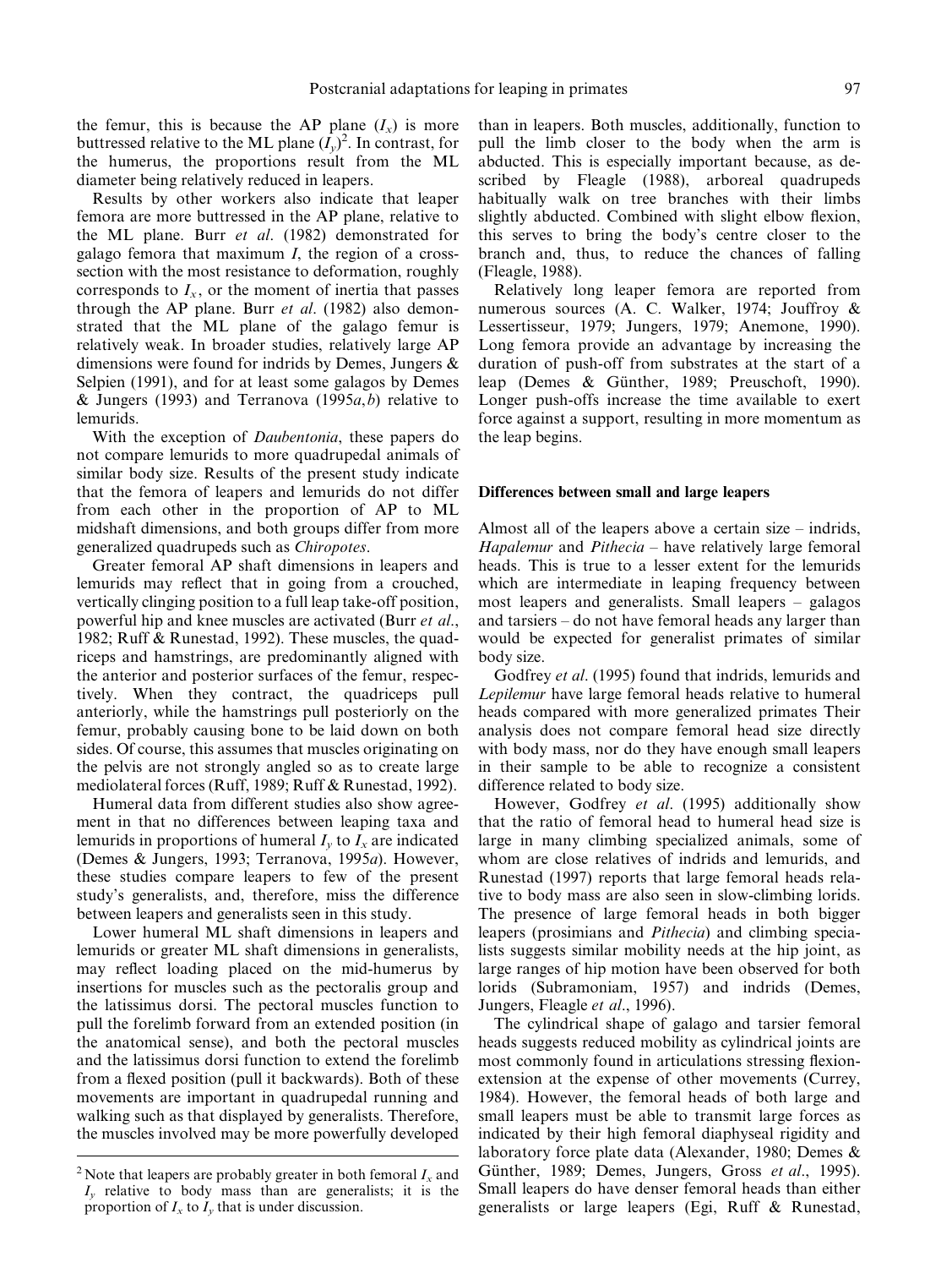the femur, this is because the AP plane ($I_x$) is more buttressed relative to the ML plane ($I_y$)[2]. In contrast, for the humerus, the proportions result from the ML diameter being relatively reduced in leapers.

Results by other workers also indicate that leaper femora are more buttressed in the AP plane, relative to the ML plane. Burr *et al*. (1982) demonstrated for galago femora that maximum *I*, the region of a cross-section with the most resistance to deformation, roughly corresponds to $I_x$, or the moment of inertia that passes through the AP plane. Burr *et al*. (1982) also demonstrated that the ML plane of the galago femur is relatively weak. In broader studies, relatively large AP dimensions were found for indrids by Demes, Jungers & Selpien (1991), and for at least some galagos by Demes & Jungers (1993) and Terranova (1995*a*,*b*) relative to lemurids.

With the exception of *Daubentonia*, these papers do not compare lemurids to more quadrupedal animals of similar body size. Results of the present study indicate that the femora of leapers and lemurids do not differ from each other in the proportion of AP to ML midshaft dimensions, and both groups differ from more generalized quadrupeds such as *Chiropotes*.

Greater femoral AP shaft dimensions in leapers and lemurids may reflect that in going from a crouched, vertically clinging position to a full leap take-off position, powerful hip and knee muscles are activated (Burr *et al*., 1982; Ruff & Runestad, 1992). These muscles, the quadriceps and hamstrings, are predominantly aligned with the anterior and posterior surfaces of the femur, respectively. When they contract, the quadriceps pull anteriorly, while the hamstrings pull posteriorly on the femur, probably causing bone to be laid down on both sides. Of course, this assumes that muscles originating on the pelvis are not strongly angled so as to create large mediolateral forces (Ruff, 1989; Ruff & Runestad, 1992).

Humeral data from different studies also show agreement in that no differences between leaping taxa and lemurids in proportions of humeral $I_y$ to $I_x$ are indicated (Demes & Jungers, 1993; Terranova, 1995*a*). However, these studies compare leapers to few of the present study's generalists, and, therefore, miss the difference between leapers and generalists seen in this study.

Lower humeral ML shaft dimensions in leapers and lemurids or greater ML shaft dimensions in generalists, may reflect loading placed on the mid-humerus by insertions for muscles such as the pectoralis group and the latissimus dorsi. The pectoral muscles function to pull the forelimb forward from an extended position (in the anatomical sense), and both the pectoral muscles and the latissimus dorsi function to extend the forelimb from a flexed position (pull it backwards). Both of these movements are important in quadrupedal running and walking such as that displayed by generalists. Therefore, the muscles involved may be more powerfully developed than in leapers. Both muscles, additionally, function to pull the limb closer to the body when the arm is abducted. This is especially important because, as described by Fleagle (1988), arboreal quadrupeds habitually walk on tree branches with their limbs slightly abducted. Combined with slight elbow flexion, this serves to bring the body's centre closer to the branch and, thus, to reduce the chances of falling (Fleagle, 1988).

Relatively long leaper femora are reported from numerous sources (A. C. Walker, 1974; Jouffroy & Lessertisseur, 1979; Jungers, 1979; Anemone, 1990). Long femora provide an advantage by increasing the duration of push-off from substrates at the start of a leap (Demes & Günther, 1989; Preuschoft, 1990). Longer push-offs increase the time available to exert force against a support, resulting in more momentum as the leap begins.

### Differences between small and large leapers

Almost all of the leapers above a certain size – indrids, *Hapalemur* and *Pithecia* – have relatively large femoral heads. This is true to a lesser extent for the lemurids which are intermediate in leaping frequency between most leapers and generalists. Small leapers – galagos and tarsiers – do not have femoral heads any larger than would be expected for generalist primates of similar body size.

Godfrey *et al*. (1995) found that indrids, lemurids and *Lepilemur* have large femoral heads relative to humeral heads compared with more generalized primates Their analysis does not compare femoral head size directly with body mass, nor do they have enough small leapers in their sample to be able to recognize a consistent difference related to body size.

However, Godfrey *et al*. (1995) additionally show that the ratio of femoral head to humeral head size is large in many climbing specialized animals, some of whom are close relatives of indrids and lemurids, and Runestad (1997) reports that large femoral heads relative to body mass are also seen in slow-climbing lorids. The presence of large femoral heads in both bigger leapers (prosimians and *Pithecia*) and climbing specialists suggests similar mobility needs at the hip joint, as large ranges of hip motion have been observed for both lorids (Subramoniam, 1957) and indrids (Demes, Jungers, Fleagle *et al*., 1996).

The cylindrical shape of galago and tarsier femoral heads suggests reduced mobility as cylindrical joints are most commonly found in articulations stressing flexion-extension at the expense of other movements (Currey, 1984). However, the femoral heads of both large and small leapers must be able to transmit large forces as indicated by their high femoral diaphyseal rigidity and laboratory force plate data (Alexander, 1980; Demes & Günther, 1989; Demes, Jungers, Gross *et al*., 1995). Small leapers do have denser femoral heads than either generalists or large leapers (Egi, Ruff & Runestad,

[2] Note that leapers are probably greater in both femoral $I_x$ and $I_y$ relative to body mass than are generalists; it is the proportion of $I_x$ to $I_y$ that is under discussion.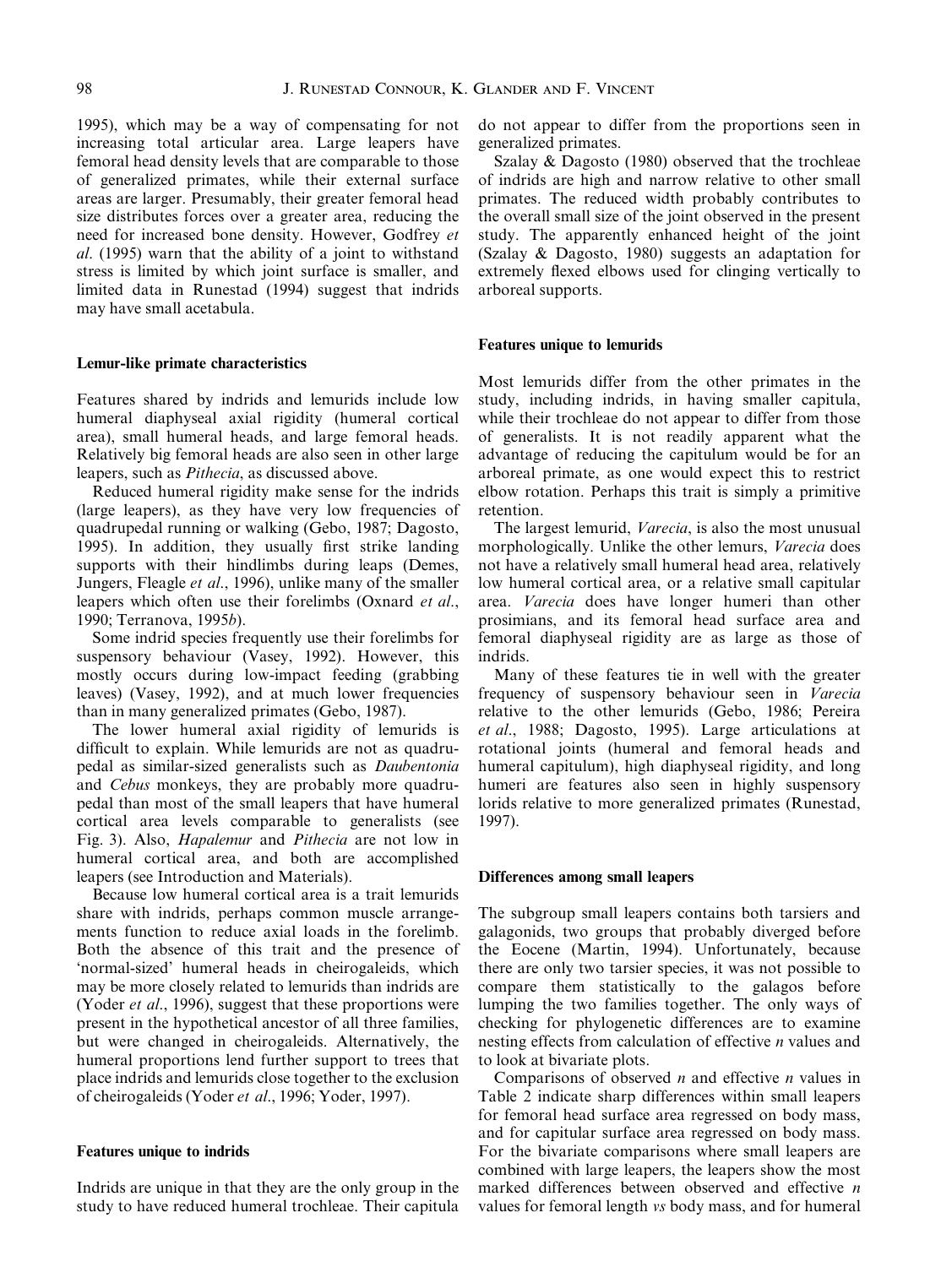1995), which may be a way of compensating for not increasing total articular area. Large leapers have femoral head density levels that are comparable to those of generalized primates, while their external surface areas are larger. Presumably, their greater femoral head size distributes forces over a greater area, reducing the need for increased bone density. However, Godfrey *et al*. (1995) warn that the ability of a joint to withstand stress is limited by which joint surface is smaller, and limited data in Runestad (1994) suggest that indrids may have small acetabula.

### Lemur-like primate characteristics

Features shared by indrids and lemurids include low humeral diaphyseal axial rigidity (humeral cortical area), small humeral heads, and large femoral heads. Relatively big femoral heads are also seen in other large leapers, such as *Pithecia*, as discussed above.

Reduced humeral rigidity make sense for the indrids (large leapers), as they have very low frequencies of quadrupedal running or walking (Gebo, 1987; Dagosto, 1995). In addition, they usually first strike landing supports with their hindlimbs during leaps (Demes, Jungers, Fleagle *et al*., 1996), unlike many of the smaller leapers which often use their forelimbs (Oxnard *et al*., 1990; Terranova, 1995*b*).

Some indrid species frequently use their forelimbs for suspensory behaviour (Vasey, 1992). However, this mostly occurs during low-impact feeding (grabbing leaves) (Vasey, 1992), and at much lower frequencies than in many generalized primates (Gebo, 1987).

The lower humeral axial rigidity of lemurids is difficult to explain. While lemurids are not as quadrupedal as similar-sized generalists such as *Daubentonia* and *Cebus* monkeys, they are probably more quadrupedal than most of the small leapers that have humeral cortical area levels comparable to generalists (see Fig. 3). Also, *Hapalemur* and *Pithecia* are not low in humeral cortical area, and both are accomplished leapers (see Introduction and Materials).

Because low humeral cortical area is a trait lemurids share with indrids, perhaps common muscle arrangements function to reduce axial loads in the forelimb. Both the absence of this trait and the presence of 'normal-sized' humeral heads in cheirogaleids, which may be more closely related to lemurids than indrids are (Yoder *et al*., 1996), suggest that these proportions were present in the hypothetical ancestor of all three families, but were changed in cheirogaleids. Alternatively, the humeral proportions lend further support to trees that place indrids and lemurids close together to the exclusion of cheirogaleids (Yoder *et al*., 1996; Yoder, 1997).

### Features unique to indrids

Indrids are unique in that they are the only group in the study to have reduced humeral trochleae. Their capitula do not appear to differ from the proportions seen in generalized primates.

Szalay & Dagosto (1980) observed that the trochleae of indrids are high and narrow relative to other small primates. The reduced width probably contributes to the overall small size of the joint observed in the present study. The apparently enhanced height of the joint (Szalay & Dagosto, 1980) suggests an adaptation for extremely flexed elbows used for clinging vertically to arboreal supports.

### Features unique to lemurids

Most lemurids differ from the other primates in the study, including indrids, in having smaller capitula, while their trochleae do not appear to differ from those of generalists. It is not readily apparent what the advantage of reducing the capitulum would be for an arboreal primate, as one would expect this to restrict elbow rotation. Perhaps this trait is simply a primitive retention.

The largest lemurid, *Varecia*, is also the most unusual morphologically. Unlike the other lemurs, *Varecia* does not have a relatively small humeral head area, relatively low humeral cortical area, or a relative small capitular area. *Varecia* does have longer humeri than other prosimians, and its femoral head surface area and femoral diaphyseal rigidity are as large as those of indrids.

Many of these features tie in well with the greater frequency of suspensory behaviour seen in *Varecia* relative to the other lemurids (Gebo, 1986; Pereira *et al*., 1988; Dagosto, 1995). Large articulations at rotational joints (humeral and femoral heads and humeral capitulum), high diaphyseal rigidity, and long humeri are features also seen in highly suspensory lorids relative to more generalized primates (Runestad, 1997).

### Differences among small leapers

The subgroup small leapers contains both tarsiers and galagonids, two groups that probably diverged before the Eocene (Martin, 1994). Unfortunately, because there are only two tarsier species, it was not possible to compare them statistically to the galagos before lumping the two families together. The only ways of checking for phylogenetic differences are to examine nesting effects from calculation of effective *n* values and to look at bivariate plots.

Comparisons of observed *n* and effective *n* values in Table 2 indicate sharp differences within small leapers for femoral head surface area regressed on body mass, and for capitular surface area regressed on body mass. For the bivariate comparisons where small leapers are combined with large leapers, the leapers show the most marked differences between observed and effective *n* values for femoral length *vs* body mass, and for humeral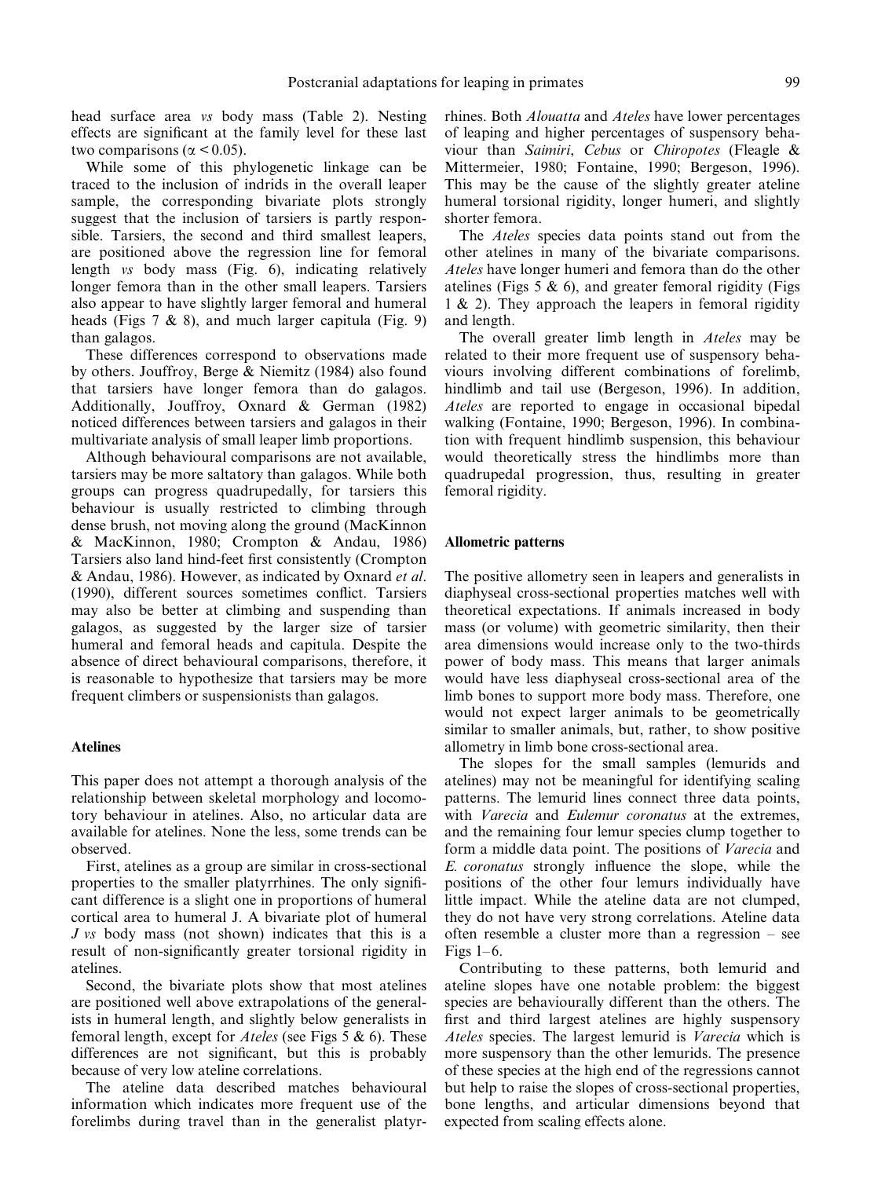head surface area *vs* body mass (Table 2). Nesting effects are significant at the family level for these last two comparisons ($\alpha < 0.05$).

While some of this phylogenetic linkage can be traced to the inclusion of indrids in the overall leaper sample, the corresponding bivariate plots strongly suggest that the inclusion of tarsiers is partly responsible. Tarsiers, the second and third smallest leapers, are positioned above the regression line for femoral length *vs* body mass (Fig. 6), indicating relatively longer femora than in the other small leapers. Tarsiers also appear to have slightly larger femoral and humeral heads (Figs 7 & 8), and much larger capitula (Fig. 9) than galagos.

These differences correspond to observations made by others. Jouffroy, Berge & Niemitz (1984) also found that tarsiers have longer femora than do galagos. Additionally, Jouffroy, Oxnard & German (1982) noticed differences between tarsiers and galagos in their multivariate analysis of small leaper limb proportions.

Although behavioural comparisons are not available, tarsiers may be more saltatory than galagos. While both groups can progress quadrupedally, for tarsiers this behaviour is usually restricted to climbing through dense brush, not moving along the ground (MacKinnon & MacKinnon, 1980; Crompton & Andau, 1986) Tarsiers also land hind-feet first consistently (Crompton & Andau, 1986). However, as indicated by Oxnard *et al.* (1990), different sources sometimes conflict. Tarsiers may also be better at climbing and suspending than galagos, as suggested by the larger size of tarsier humeral and femoral heads and capitula. Despite the absence of direct behavioural comparisons, therefore, it is reasonable to hypothesize that tarsiers may be more frequent climbers or suspensionists than galagos.

### Atelines

This paper does not attempt a thorough analysis of the relationship between skeletal morphology and locomotory behaviour in atelines. Also, no articular data are available for atelines. None the less, some trends can be observed.

First, atelines as a group are similar in cross-sectional properties to the smaller platyrrhines. The only significant difference is a slight one in proportions of humeral cortical area to humeral J. A bivariate plot of humeral *J vs* body mass (not shown) indicates that this is a result of non-significantly greater torsional rigidity in atelines.

Second, the bivariate plots show that most atelines are positioned well above extrapolations of the generalists in humeral length, and slightly below generalists in femoral length, except for *Ateles* (see Figs 5 & 6). These differences are not significant, but this is probably because of very low ateline correlations.

The ateline data described matches behavioural information which indicates more frequent use of the forelimbs during travel than in the generalist platyrrhines. Both *Alouatta* and *Ateles* have lower percentages of leaping and higher percentages of suspensory behaviour than *Saimiri*, *Cebus* or *Chiropotes* (Fleagle & Mittermeier, 1980; Fontaine, 1990; Bergeson, 1996). This may be the cause of the slightly greater ateline humeral torsional rigidity, longer humeri, and slightly shorter femora.

The *Ateles* species data points stand out from the other atelines in many of the bivariate comparisons. *Ateles* have longer humeri and femora than do the other atelines (Figs 5 & 6), and greater femoral rigidity (Figs 1 & 2). They approach the leapers in femoral rigidity and length.

The overall greater limb length in *Ateles* may be related to their more frequent use of suspensory behaviours involving different combinations of forelimb, hindlimb and tail use (Bergeson, 1996). In addition, *Ateles* are reported to engage in occasional bipedal walking (Fontaine, 1990; Bergeson, 1996). In combination with frequent hindlimb suspension, this behaviour would theoretically stress the hindlimbs more than quadrupedal progression, thus, resulting in greater femoral rigidity.

### Allometric patterns

The positive allometry seen in leapers and generalists in diaphyseal cross-sectional properties matches well with theoretical expectations. If animals increased in body mass (or volume) with geometric similarity, then their area dimensions would increase only to the two-thirds power of body mass. This means that larger animals would have less diaphyseal cross-sectional area of the limb bones to support more body mass. Therefore, one would not expect larger animals to be geometrically similar to smaller animals, but, rather, to show positive allometry in limb bone cross-sectional area.

The slopes for the small samples (lemurids and atelines) may not be meaningful for identifying scaling patterns. The lemurid lines connect three data points, with *Varecia* and *Eulemur coronatus* at the extremes, and the remaining four lemur species clump together to form a middle data point. The positions of *Varecia* and *E. coronatus* strongly influence the slope, while the positions of the other four lemurs individually have little impact. While the ateline data are not clumped, they do not have very strong correlations. Ateline data often resemble a cluster more than a regression – see Figs 1–6.

Contributing to these patterns, both lemurid and ateline slopes have one notable problem: the biggest species are behaviourally different than the others. The first and third largest atelines are highly suspensory *Ateles* species. The largest lemurid is *Varecia* which is more suspensory than the other lemurids. The presence of these species at the high end of the regressions cannot but help to raise the slopes of cross-sectional properties, bone lengths, and articular dimensions beyond that expected from scaling effects alone.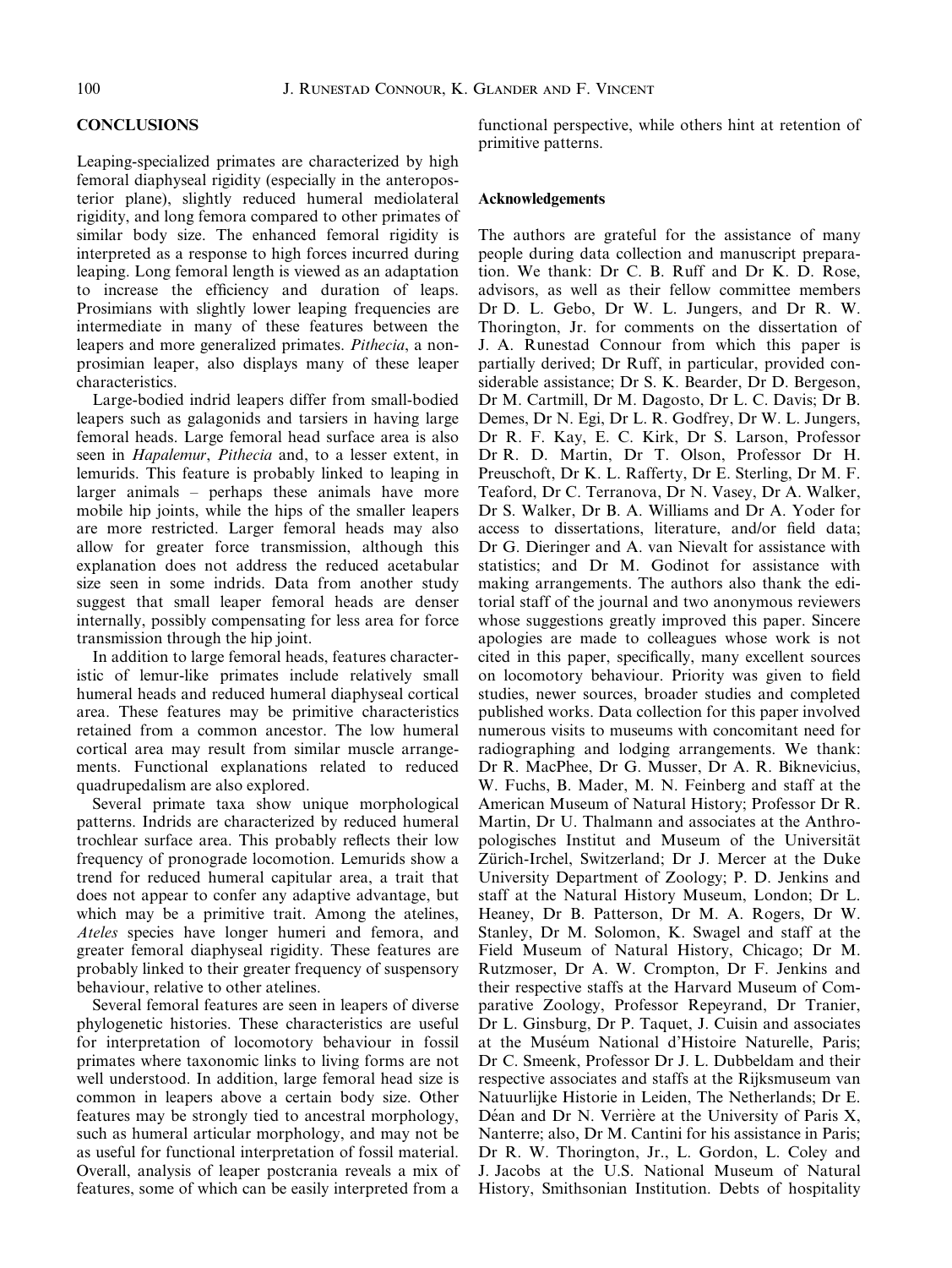## CONCLUSIONS

Leaping-specialized primates are characterized by high femoral diaphyseal rigidity (especially in the anteroposterior plane), slightly reduced humeral mediolateral rigidity, and long femora compared to other primates of similar body size. The enhanced femoral rigidity is interpreted as a response to high forces incurred during leaping. Long femoral length is viewed as an adaptation to increase the efficiency and duration of leaps. Prosimians with slightly lower leaping frequencies are intermediate in many of these features between the leapers and more generalized primates. *Pithecia*, a non-prosimian leaper, also displays many of these leaper characteristics.

Large-bodied indrid leapers differ from small-bodied leapers such as galagonids and tarsiers in having large femoral heads. Large femoral head surface area is also seen in *Hapalemur*, *Pithecia* and, to a lesser extent, in lemurids. This feature is probably linked to leaping in larger animals – perhaps these animals have more mobile hip joints, while the hips of the smaller leapers are more restricted. Larger femoral heads may also allow for greater force transmission, although this explanation does not address the reduced acetabular size seen in some indrids. Data from another study suggest that small leaper femoral heads are denser internally, possibly compensating for less area for force transmission through the hip joint.

In addition to large femoral heads, features characteristic of lemur-like primates include relatively small humeral heads and reduced humeral diaphyseal cortical area. These features may be primitive characteristics retained from a common ancestor. The low humeral cortical area may result from similar muscle arrangements. Functional explanations related to reduced quadrupedalism are also explored.

Several primate taxa show unique morphological patterns. Indrids are characterized by reduced humeral trochlear surface area. This probably reflects their low frequency of pronograde locomotion. Lemurids show a trend for reduced humeral capitular area, a trait that does not appear to confer any adaptive advantage, but which may be a primitive trait. Among the atelines, *Ateles* species have longer humeri and femora, and greater femoral diaphyseal rigidity. These features are probably linked to their greater frequency of suspensory behaviour, relative to other atelines.

Several femoral features are seen in leapers of diverse phylogenetic histories. These characteristics are useful for interpretation of locomotory behaviour in fossil primates where taxonomic links to living forms are not well understood. In addition, large femoral head size is common in leapers above a certain body size. Other features may be strongly tied to ancestral morphology, such as humeral articular morphology, and may not be as useful for functional interpretation of fossil material. Overall, analysis of leaper postcrania reveals a mix of features, some of which can be easily interpreted from a functional perspective, while others hint at retention of primitive patterns.

### Acknowledgements

The authors are grateful for the assistance of many people during data collection and manuscript preparation. We thank: Dr C. B. Ruff and Dr K. D. Rose, advisors, as well as their fellow committee members Dr D. L. Gebo, Dr W. L. Jungers, and Dr R. W. Thorington, Jr. for comments on the dissertation of J. A. Runestad Connour from which this paper is partially derived; Dr Ruff, in particular, provided considerable assistance; Dr S. K. Bearder, Dr D. Bergeson, Dr M. Cartmill, Dr M. Dagosto, Dr L. C. Davis; Dr B. Demes, Dr N. Egi, Dr L. R. Godfrey, Dr W. L. Jungers, Dr R. F. Kay, E. C. Kirk, Dr S. Larson, Professor Dr R. D. Martin, Dr T. Olson, Professor Dr H. Preuschoft, Dr K. L. Rafferty, Dr E. Sterling, Dr M. F. Teaford, Dr C. Terranova, Dr N. Vasey, Dr A. Walker, Dr S. Walker, Dr B. A. Williams and Dr A. Yoder for access to dissertations, literature, and/or field data; Dr G. Dieringer and A. van Nievalt for assistance with statistics; and Dr M. Godinot for assistance with making arrangements. The authors also thank the editorial staff of the journal and two anonymous reviewers whose suggestions greatly improved this paper. Sincere apologies are made to colleagues whose work is not cited in this paper, specifically, many excellent sources on locomotory behaviour. Priority was given to field studies, newer sources, broader studies and completed published works. Data collection for this paper involved numerous visits to museums with concomitant need for radiographing and lodging arrangements. We thank: Dr R. MacPhee, Dr G. Musser, Dr A. R. Biknevicius, W. Fuchs, B. Mader, M. N. Feinberg and staff at the American Museum of Natural History; Professor Dr R. Martin, Dr U. Thalmann and associates at the Anthropologisches Institut and Museum of the Universität Zürich-Irchel, Switzerland; Dr J. Mercer at the Duke University Department of Zoology; P. D. Jenkins and staff at the Natural History Museum, London; Dr L. Heaney, Dr B. Patterson, Dr M. A. Rogers, Dr W. Stanley, Dr M. Solomon, K. Swagel and staff at the Field Museum of Natural History, Chicago; Dr M. Rutzmoser, Dr A. W. Crompton, Dr F. Jenkins and their respective staffs at the Harvard Museum of Comparative Zoology, Professor Repeyrand, Dr Tranier, Dr L. Ginsburg, Dr P. Taquet, J. Cuisin and associates at the Muséum National d'Histoire Naturelle, Paris; Dr C. Smeenk, Professor Dr J. L. Dubbeldam and their respective associates and staffs at the Rijksmuseum van Natuurlijke Historie in Leiden, The Netherlands; Dr E. Déan and Dr N. Verrière at the University of Paris X, Nanterre; also, Dr M. Cantini for his assistance in Paris; Dr R. W. Thorington, Jr., L. Gordon, L. Coley and J. Jacobs at the U.S. National Museum of Natural History, Smithsonian Institution. Debts of hospitality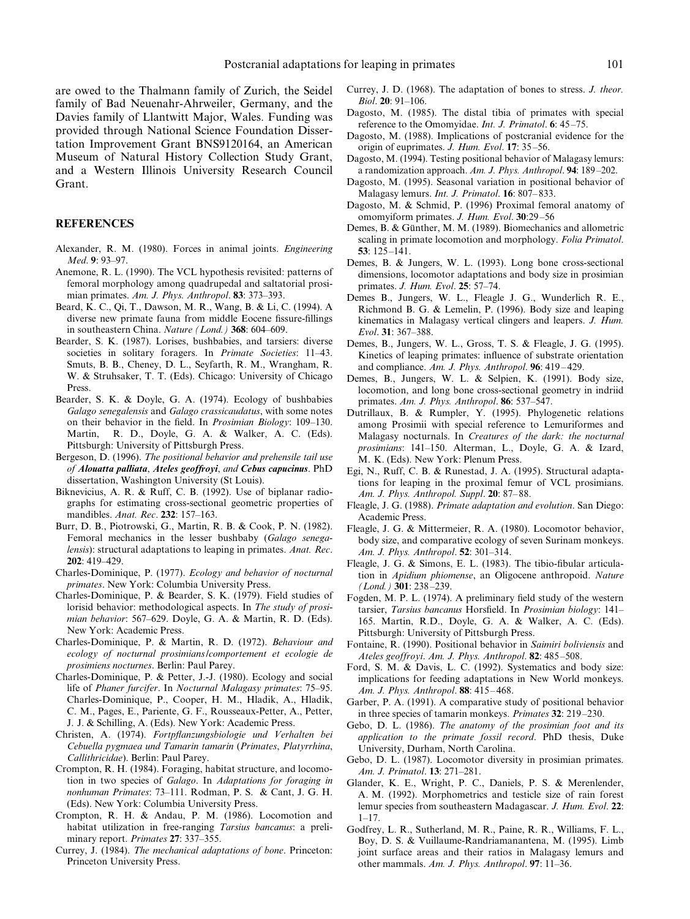are owed to the Thalmann family of Zurich, the Seidel family of Bad Neuenahr-Ahrweiler, Germany, and the Davies family of Llantwitt Major, Wales. Funding was provided through National Science Foundation Dissertation Improvement Grant BNS9120164, an American Museum of Natural History Collection Study Grant, and a Western Illinois University Research Council Grant.

## REFERENCES

Alexander, R. M. (1980). Forces in animal joints. *Engineering Med*. **9**: 93–97.

Anemone, R. L. (1990). The VCL hypothesis revisited: patterns of femoral morphology among quadrupedal and saltatorial prosimian primates. *Am. J. Phys. Anthropol*. **83**: 373–393.

Beard, K. C., Qi, T., Dawson, M. R., Wang, B. & Li, C. (1994). A diverse new primate fauna from middle Eocene fissure-fillings in southeastern China. *Nature (Lond.)* **368**: 604–609.

Bearder, S. K. (1987). Lorises, bushbabies, and tarsiers: diverse societies in solitary foragers. In *Primate Societies*: 11–43. Smuts, B. B., Cheney, D. L., Seyfarth, R. M., Wrangham, R. W. & Struhsaker, T. T. (Eds). Chicago: University of Chicago Press.

Bearder, S. K. & Doyle, G. A. (1974). Ecology of bushbabies *Galago senegalensis* and *Galago crassicaudatus*, with some notes on their behavior in the field. In *Prosimian Biology*: 109–130. Martin, R. D., Doyle, G. A. & Walker, A. C. (Eds). Pittsburgh: University of Pittsburgh Press.

Bergeson, D. (1996). *The positional behavior and prehensile tail use of* ***Alouatta palliata*****,** ***Ateles geoffroyi*****, and** ***Cebus capucinus***. PhD dissertation, Washington University (St Louis).

Biknevicius, A. R. & Ruff, C. B. (1992). Use of biplanar radiographs for estimating cross-sectional geometric properties of mandibles. *Anat. Rec*. **232**: 157–163.

Burr, D. B., Piotrowski, G., Martin, R. B. & Cook, P. N. (1982). Femoral mechanics in the lesser bushbaby (*Galago senegalensis*): structural adaptations to leaping in primates. *Anat. Rec*. **202**: 419–429.

Charles-Dominique, P. (1977). *Ecology and behavior of nocturnal primates*. New York: Columbia University Press.

Charles-Dominique, P. & Bearder, S. K. (1979). Field studies of lorisid behavior: methodological aspects. In *The study of prosimian behavior*: 567–629. Doyle, G. A. & Martin, R. D. (Eds). New York: Academic Press.

Charles-Dominique, P. & Martin, R. D. (1972). *Behaviour and ecology of nocturnal prosimians/comportement et ecologie de prosimiens nocturnes*. Berlin: Paul Parey.

Charles-Dominique, P. & Petter, J.-J. (1980). Ecology and social life of *Phaner furcifer*. In *Nocturnal Malagasy primates*: 75–95. Charles-Dominique, P., Cooper, H. M., Hladik, A., Hladik, C. M., Pages, E., Pariente, G. F., Rousseaux-Petter, A., Petter, J. J. & Schilling, A. (Eds). New York: Academic Press.

Christen, A. (1974). *Fortpflanzungsbiologie und Verhalten bei Cebuella pygmaea und Tamarin tamarin* (*Primates*, *Platyrrhina*, *Callithricidae*). Berlin: Paul Parey.

Crompton, R. H. (1984). Foraging, habitat structure, and locomotion in two species of *Galago*. In *Adaptations for foraging in nonhuman Primates*: 73–111. Rodman, P. S. & Cant, J. G. H. (Eds). New York: Columbia University Press.

Crompton, R. H. & Andau, P. M. (1986). Locomotion and habitat utilization in free-ranging *Tarsius bancanus*: a preliminary report. *Primates* **27**: 337–355.

Currey, J. (1984). *The mechanical adaptations of bone*. Princeton: Princeton University Press.

Currey, J. D. (1968). The adaptation of bones to stress. *J. theor. Biol*. **20**: 91–106.

Dagosto, M. (1985). The distal tibia of primates with special reference to the Omomyidae. *Int. J. Primatol*. **6**: 45–75.

Dagosto, M. (1988). Implications of postcranial evidence for the origin of euprimates. *J. Hum. Evol*. **17**: 35–56.

Dagosto, M. (1994). Testing positional behavior of Malagasy lemurs: a randomization approach. *Am. J. Phys. Anthropol*. **94**: 189–202.

Dagosto, M. (1995). Seasonal variation in positional behavior of Malagasy lemurs. *Int. J. Primatol*. **16**: 807–833.

Dagosto, M. & Schmid, P. (1996) Proximal femoral anatomy of omomyiform primates. *J. Hum. Evol*. **30**:29–56

Demes, B. & Günther, M. M. (1989). Biomechanics and allometric scaling in primate locomotion and morphology. *Folia Primatol*. **53**: 125–141.

Demes, B. & Jungers, W. L. (1993). Long bone cross-sectional dimensions, locomotor adaptations and body size in prosimian primates. *J. Hum. Evol*. **25**: 57–74.

Demes B., Jungers, W. L., Fleagle J. G., Wunderlich R. E., Richmond B. G. & Lemelin, P. (1996). Body size and leaping kinematics in Malagasy vertical clingers and leapers. *J. Hum. Evol*. **31**: 367–388.

Demes, B., Jungers, W. L., Gross, T. S. & Fleagle, J. G. (1995). Kinetics of leaping primates: influence of substrate orientation and compliance. *Am. J. Phys. Anthropol*. **96**: 419–429.

Demes, B., Jungers, W. L. & Selpien, K. (1991). Body size, locomotion, and long bone cross-sectional geometry in indriid primates. *Am. J. Phys. Anthropol*. **86**: 537–547.

Dutrillaux, B. & Rumpler, Y. (1995). Phylogenetic relations among Prosimii with special reference to Lemuriformes and Malagasy nocturnals. In *Creatures of the dark: the nocturnal prosimians*: 141–150. Alterman, L., Doyle, G. A. & Izard, M. K. (Eds). New York: Plenum Press.

Egi, N., Ruff, C. B. & Runestad, J. A. (1995). Structural adaptations for leaping in the proximal femur of VCL prosimians. *Am. J. Phys. Anthropol. Suppl*. **20**: 87–88.

Fleagle, J. G. (1988). *Primate adaptation and evolution*. San Diego: Academic Press.

Fleagle, J. G. & Mittermeier, R. A. (1980). Locomotor behavior, body size, and comparative ecology of seven Surinam monkeys. *Am. J. Phys. Anthropol*. **52**: 301–314.

Fleagle, J. G. & Simons, E. L. (1983). The tibio-fibular articulation in *Apidium phiomense*, an Oligocene anthropoid. *Nature (Lond.)* **301**: 238–239.

Fogden, M. P. L. (1974). A preliminary field study of the western tarsier, *Tarsius bancanus* Horsfield. In *Prosimian biology*: 141–165. Martin, R.D., Doyle, G. A. & Walker, A. C. (Eds). Pittsburgh: University of Pittsburgh Press.

Fontaine, R. (1990). Positional behavior in *Saimiri boliviensis* and *Ateles geoffroyi*. *Am. J. Phys. Anthropol*. **82**: 485–508.

Ford, S. M. & Davis, L. C. (1992). Systematics and body size: implications for feeding adaptations in New World monkeys. *Am. J. Phys. Anthropol*. **88**: 415–468.

Garber, P. A. (1991). A comparative study of positional behavior in three species of tamarin monkeys. *Primates* **32**: 219–230.

Gebo, D. L. (1986). *The anatomy of the prosimian foot and its application to the primate fossil record*. PhD thesis, Duke University, Durham, North Carolina.

Gebo, D. L. (1987). Locomotor diversity in prosimian primates. *Am. J. Primatol*. **13**: 271–281.

Glander, K. E., Wright, P. C., Daniels, P. S. & Merenlender, A. M. (1992). Morphometrics and testicle size of rain forest lemur species from southeastern Madagascar. *J. Hum. Evol*. **22**: 1–17.

Godfrey, L. R., Sutherland, M. R., Paine, R. R., Williams, F. L., Boy, D. S. & Vuillaume-Randriamanantena, M. (1995). Limb joint surface areas and their ratios in Malagasy lemurs and other mammals. *Am. J. Phys. Anthropol*. **97**: 11–36.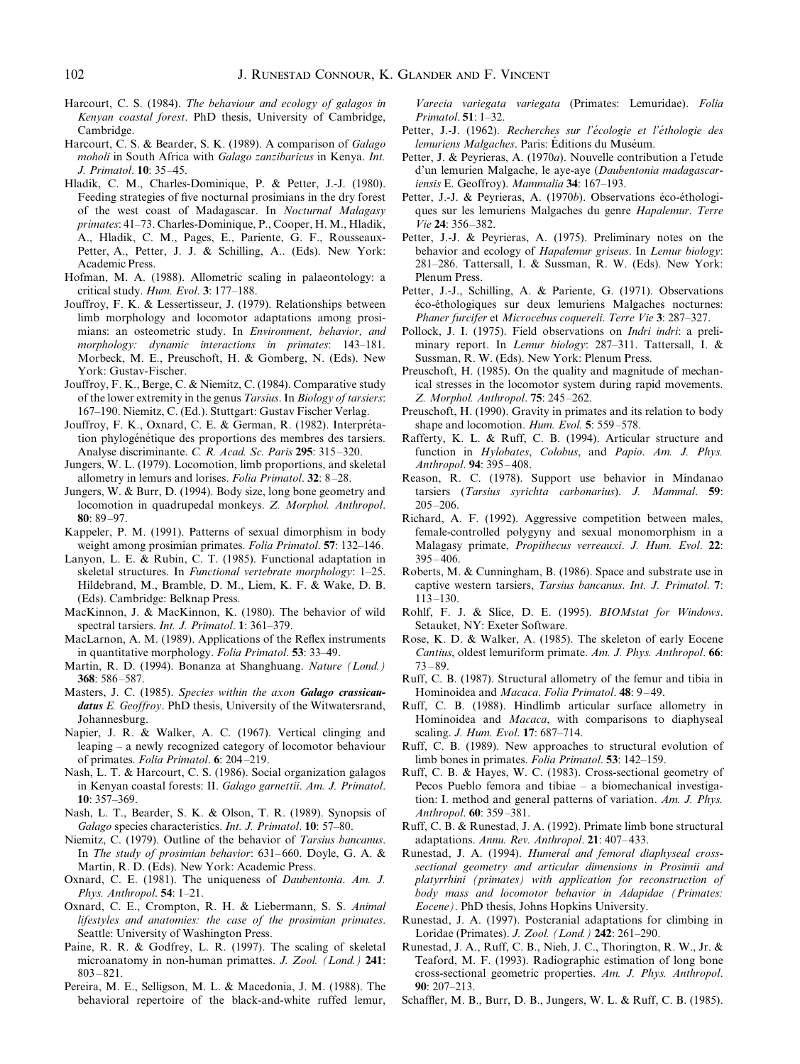Harcourt, C. S. (1984). *The behaviour and ecology of galagos in Kenyan coastal forest*. PhD thesis, University of Cambridge, Cambridge.

Harcourt, C. S. & Bearder, S. K. (1989). A comparison of *Galago moholi* in South Africa with *Galago zanzibaricus* in Kenya. *Int. J. Primatol*. **10**: 35–45.

Hladik, C. M., Charles-Dominique, P. & Petter, J.-J. (1980). Feeding strategies of five nocturnal prosimians in the dry forest of the west coast of Madagascar. In *Nocturnal Malagasy primates*: 41–73. Charles-Dominique, P., Cooper, H. M., Hladik, A., Hladik, C. M., Pages, E., Pariente, G. F., Rousseaux-Petter, A., Petter, J. J. & Schilling, A.. (Eds). New York: Academic Press.

Hofman, M. A. (1988). Allometric scaling in palaeontology: a critical study. *Hum. Evol*. **3**: 177–188.

Jouffroy, F. K. & Lessertisseur, J. (1979). Relationships between limb morphology and locomotor adaptations among prosimians: an osteometric study. In *Environment, behavior, and morphology: dynamic interactions in primates*: 143–181. Morbeck, M. E., Preuschoft, H. & Gomberg, N. (Eds). New York: Gustav-Fischer.

Jouffroy, F. K., Berge, C. & Niemitz, C. (1984). Comparative study of the lower extremity in the genus *Tarsius*. In *Biology of tarsiers*: 167–190. Niemitz, C. (Ed.). Stuttgart: Gustav Fischer Verlag.

Jouffroy, F. K., Oxnard, C. E. & German, R. (1982). Interprétation phylogénétique des proportions des membres des tarsiers. Analyse discriminante. *C. R. Acad. Sc. Paris* **295**: 315–320.

Jungers, W. L. (1979). Locomotion, limb proportions, and skeletal allometry in lemurs and lorises. *Folia Primatol*. **32**: 8–28.

Jungers, W. & Burr, D. (1994). Body size, long bone geometry and locomotion in quadrupedal monkeys. *Z. Morphol. Anthropol*. **80**: 89–97.

Kappeler, P. M. (1991). Patterns of sexual dimorphism in body weight among prosimian primates. *Folia Primatol*. **57**: 132–146.

Lanyon, L. E. & Rubin, C. T. (1985). Functional adaptation in skeletal structures. In *Functional vertebrate morphology*: 1–25. Hildebrand, M., Bramble, D. M., Liem, K. F. & Wake, D. B. (Eds). Cambridge: Belknap Press.

MacKinnon, J. & MacKinnon, K. (1980). The behavior of wild spectral tarsiers. *Int. J. Primatol*. **1**: 361–379.

MacLarnon, A. M. (1989). Applications of the Reflex instruments in quantitative morphology. *Folia Primatol*. **53**: 33–49.

Martin, R. D. (1994). Bonanza at Shanghuang. *Nature (Lond.)* **368**: 586–587.

Masters, J. C. (1985). *Species within the axon **Galago crassicaudatus** E. Geoffroy*. PhD thesis, University of the Witwatersrand, Johannesburg.

Napier, J. R. & Walker, A. C. (1967). Vertical clinging and leaping – a newly recognized category of locomotor behaviour of primates. *Folia Primatol*. **6**: 204–219.

Nash, L. T. & Harcourt, C. S. (1986). Social organization galagos in Kenyan coastal forests: II. *Galago garnettii*. *Am. J. Primatol*. **10**: 357–369.

Nash, L. T., Bearder, S. K. & Olson, T. R. (1989). Synopsis of *Galago* species characteristics. *Int. J. Primatol*. **10**: 57–80.

Niemitz, C. (1979). Outline of the behavior of *Tarsius bancanus*. In *The study of prosimian behavior*: 631–660. Doyle, G. A. & Martin, R. D. (Eds). New York: Academic Press.

Oxnard, C. E. (1981). The uniqueness of *Daubentonia*. *Am. J. Phys. Anthropol*. **54**: 1–21.

Oxnard, C. E., Crompton, R. H. & Liebermann, S. S. *Animal lifestyles and anatomies: the case of the prosimian primates*. Seattle: University of Washington Press.

Paine, R. R. & Godfrey, L. R. (1997). The scaling of skeletal microanatomy in non-human primattes. *J. Zool. (Lond.)* **241**: 803–821.

Pereira, M. E., Selligson, M. L. & Macedonia, J. M. (1988). The behavioral repertoire of the black-and-white ruffed lemur, *Varecia variegata variegata* (Primates: Lemuridae). *Folia Primatol*. **51**: 1–32.

Petter, J.-J. (1962). *Recherches sur l'écologie et l'éthologie des lemuriens Malgaches*. Paris: Éditions du Muséum.

Petter, J. & Peyrieras, A. (1970*a*). Nouvelle contribution a l'etude d'un lemurien Malgache, le aye-aye (*Daubentonia madagascariensis* E. Geoffroy). *Mammalia* **34**: 167–193.

Petter, J.-J. & Peyrieras, A. (1970*b*). Observations éco-éthologiques sur les lemuriens Malgaches du genre *Hapalemur*. *Terre Vie* **24**: 356–382.

Petter, J.-J. & Peyrieras, A. (1975). Preliminary notes on the behavior and ecology of *Hapalemur griseus*. In *Lemur biology*: 281–286. Tattersall, I. & Sussman, R. W. (Eds). New York: Plenum Press.

Petter, J.-J., Schilling, A. & Pariente, G. (1971). Observations éco-éthologiques sur deux lemuriens Malgaches nocturnes: *Phaner furcifer* et *Microcebus coquereli*. *Terre Vie* **3**: 287–327.

Pollock, J. I. (1975). Field observations on *Indri indri*: a preliminary report. In *Lemur biology*: 287–311. Tattersall, I. & Sussman, R. W. (Eds). New York: Plenum Press.

Preuschoft, H. (1985). On the quality and magnitude of mechanical stresses in the locomotor system during rapid movements. *Z. Morphol. Anthropol*. **75**: 245–262.

Preuschoft, H. (1990). Gravity in primates and its relation to body shape and locomotion. *Hum. Evol.* **5**: 559–578.

Rafferty, K. L. & Ruff, C. B. (1994). Articular structure and function in *Hylobates*, *Colobus*, and *Papio*. *Am. J. Phys. Anthropol*. **94**: 395–408.

Reason, R. C. (1978). Support use behavior in Mindanao tarsiers (*Tarsius syrichta carbonarius*). *J. Mammal*. **59**: 205–206.

Richard, A. F. (1992). Aggressive competition between males, female-controlled polygyny and sexual monomorphism in a Malagasy primate, *Propithecus verreauxi*. *J. Hum. Evol*. **22**: 395–406.

Roberts, M. & Cunningham, B. (1986). Space and substrate use in captive western tarsiers, *Tarsius bancanus*. *Int. J. Primatol*. **7**: 113–130.

Rohlf, F. J. & Slice, D. E. (1995). *BIOMstat for Windows*. Setauket, NY: Exeter Software.

Rose, K. D. & Walker, A. (1985). The skeleton of early Eocene *Cantius*, oldest lemuriform primate. *Am. J. Phys. Anthropol*. **66**: 73–89.

Ruff, C. B. (1987). Structural allometry of the femur and tibia in Hominoidea and *Macaca*. *Folia Primatol*. **48**: 9–49.

Ruff, C. B. (1988). Hindlimb articular surface allometry in Hominoidea and *Macaca*, with comparisons to diaphyseal scaling. *J. Hum. Evol*. **17**: 687–714.

Ruff, C. B. (1989). New approaches to structural evolution of limb bones in primates. *Folia Primatol*. **53**: 142–159.

Ruff, C. B. & Hayes, W. C. (1983). Cross-sectional geometry of Pecos Pueblo femora and tibiae – a biomechanical investigation: I. method and general patterns of variation. *Am. J. Phys. Anthropol*. **60**: 359–381.

Ruff, C. B. & Runestad, J. A. (1992). Primate limb bone structural adaptations. *Annu. Rev. Anthropol*. **21**: 407–433.

Runestad, J. A. (1994). *Humeral and femoral diaphyseal cross-sectional geometry and articular dimensions in Prosimii and platyrrhini (primates) with application for reconstruction of body mass and locomotor behavior in Adapidae (Primates: Eocene)*. PhD thesis, Johns Hopkins University.

Runestad, J. A. (1997). Postcranial adaptations for climbing in Loridae (Primates). *J. Zool. (Lond.)* **242**: 261–290.

Runestad, J. A., Ruff, C. B., Nieh, J. C., Thorington, R. W., Jr. & Teaford, M. F. (1993). Radiographic estimation of long bone cross-sectional geometric properties. *Am. J. Phys. Anthropol*. **90**: 207–213.

Schaffler, M. B., Burr, D. B., Jungers, W. L. & Ruff, C. B. (1985).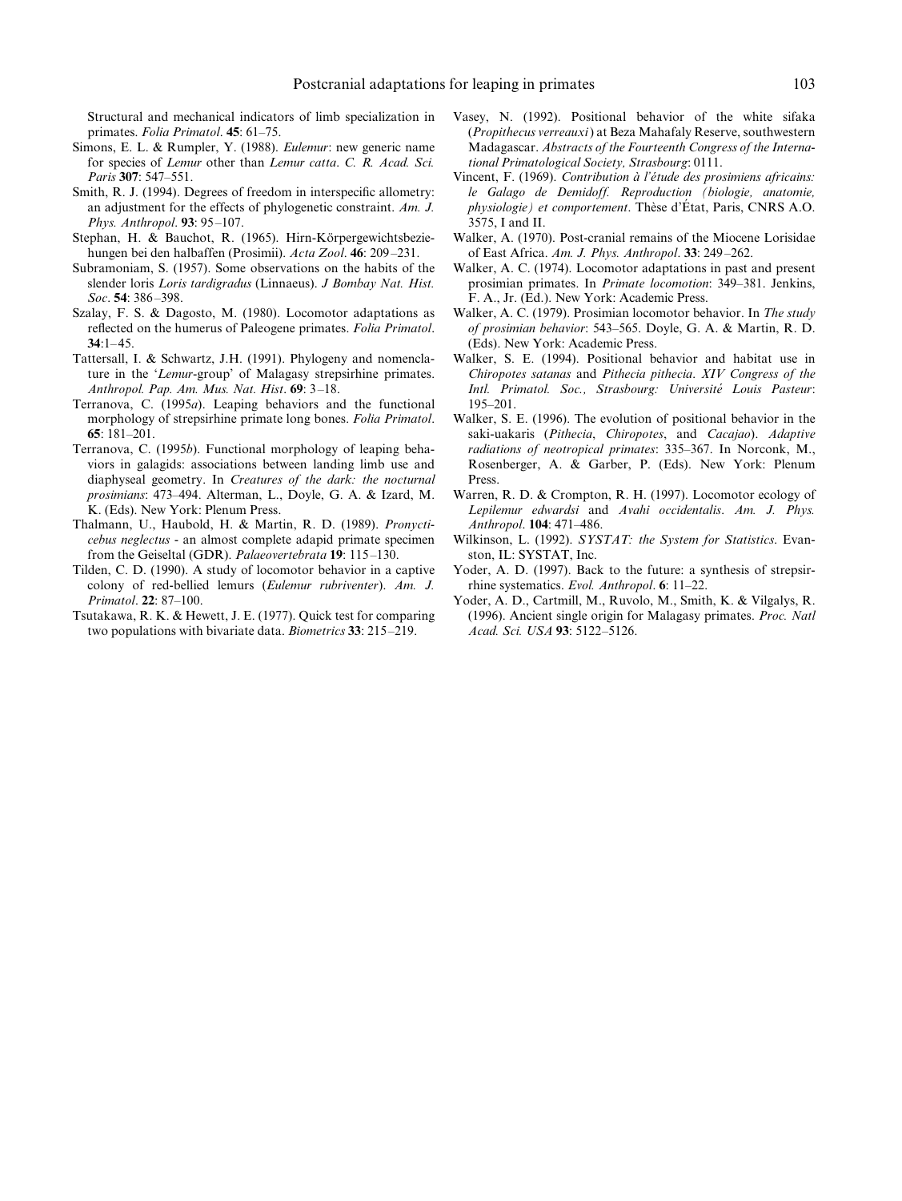Structural and mechanical indicators of limb specialization in primates. *Folia Primatol*. **45**: 61–75.

Simons, E. L. & Rumpler, Y. (1988). *Eulemur*: new generic name for species of *Lemur* other than *Lemur catta*. *C. R. Acad. Sci. Paris* **307**: 547–551.

Smith, R. J. (1994). Degrees of freedom in interspecific allometry: an adjustment for the effects of phylogenetic constraint. *Am. J. Phys. Anthropol*. **93**: 95–107.

Stephan, H. & Bauchot, R. (1965). Hirn-Körpergewichtsbeziehungen bei den halbaffen (Prosimii). *Acta Zool*. **46**: 209–231.

Subramoniam, S. (1957). Some observations on the habits of the slender loris *Loris tardigradus* (Linnaeus). *J Bombay Nat. Hist. Soc*. **54**: 386–398.

Szalay, F. S. & Dagosto, M. (1980). Locomotor adaptations as reflected on the humerus of Paleogene primates. *Folia Primatol*. **34**:1–45.

Tattersall, I. & Schwartz, J.H. (1991). Phylogeny and nomenclature in the '*Lemur*-group' of Malagasy strepsirhine primates. *Anthropol. Pap. Am. Mus. Nat. Hist*. **69**: 3–18.

Terranova, C. (1995*a*). Leaping behaviors and the functional morphology of strepsirhine primate long bones. *Folia Primatol*. **65**: 181–201.

Terranova, C. (1995*b*). Functional morphology of leaping behaviors in galagids: associations between landing limb use and diaphyseal geometry. In *Creatures of the dark: the nocturnal prosimians*: 473–494. Alterman, L., Doyle, G. A. & Izard, M. K. (Eds). New York: Plenum Press.

Thalmann, U., Haubold, H. & Martin, R. D. (1989). *Pronycticebus neglectus* - an almost complete adapid primate specimen from the Geiseltal (GDR). *Palaeovertebrata* **19**: 115–130.

Tilden, C. D. (1990). A study of locomotor behavior in a captive colony of red-bellied lemurs (*Eulemur rubriventer*). *Am. J. Primatol*. **22**: 87–100.

Tsutakawa, R. K. & Hewett, J. E. (1977). Quick test for comparing two populations with bivariate data. *Biometrics* **33**: 215–219.

Vasey, N. (1992). Positional behavior of the white sifaka (*Propithecus verreauxi*) at Beza Mahafaly Reserve, southwestern Madagascar. *Abstracts of the Fourteenth Congress of the International Primatological Society, Strasbourg*: 0111.

Vincent, F. (1969). *Contribution à l'étude des prosimiens africains: le Galago de Demidoff. Reproduction (biologie, anatomie, physiologie) et comportement*. Thèse d'État, Paris, CNRS A.O. 3575, I and II.

Walker, A. (1970). Post-cranial remains of the Miocene Lorisidae of East Africa. *Am. J. Phys. Anthropol*. **33**: 249–262.

Walker, A. C. (1974). Locomotor adaptations in past and present prosimian primates. In *Primate locomotion*: 349–381. Jenkins, F. A., Jr. (Ed.). New York: Academic Press.

Walker, A. C. (1979). Prosimian locomotor behavior. In *The study of prosimian behavior*: 543–565. Doyle, G. A. & Martin, R. D. (Eds). New York: Academic Press.

Walker, S. E. (1994). Positional behavior and habitat use in *Chiropotes satanas* and *Pithecia pithecia*. *XIV Congress of the Intl. Primatol. Soc., Strasbourg: Université Louis Pasteur*: 195–201.

Walker, S. E. (1996). The evolution of positional behavior in the saki-uakaris (*Pithecia*, *Chiropotes*, and *Cacajao*). *Adaptive radiations of neotropical primates*: 335–367. In Norconk, M., Rosenberger, A. & Garber, P. (Eds). New York: Plenum Press.

Warren, R. D. & Crompton, R. H. (1997). Locomotor ecology of *Lepilemur edwardsi* and *Avahi occidentalis*. *Am. J. Phys. Anthropol*. **104**: 471–486.

Wilkinson, L. (1992). *SYSTAT: the System for Statistics*. Evanston, IL: SYSTAT, Inc.

Yoder, A. D. (1997). Back to the future: a synthesis of strepsirrhine systematics. *Evol. Anthropol*. **6**: 11–22.

Yoder, A. D., Cartmill, M., Ruvolo, M., Smith, K. & Vilgalys, R. (1996). Ancient single origin for Malagasy primates. *Proc. Natl Acad. Sci. USA* **93**: 5122–5126.